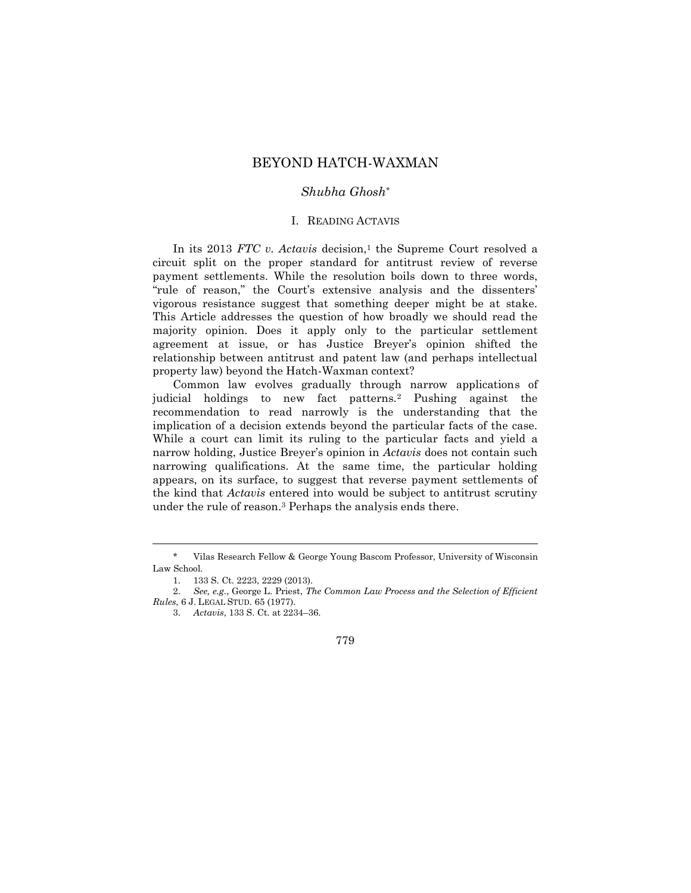# BEYOND HATCH-WAXMAN

*Shubha Ghosh*[*]

## I. READING ACTAVIS

In its 2013 *FTC v. Actavis* decision,[1] the Supreme Court resolved a circuit split on the proper standard for antitrust review of reverse payment settlements. While the resolution boils down to three words, "rule of reason," the Court's extensive analysis and the dissenters' vigorous resistance suggest that something deeper might be at stake. This Article addresses the question of how broadly we should read the majority opinion. Does it apply only to the particular settlement agreement at issue, or has Justice Breyer's opinion shifted the relationship between antitrust and patent law (and perhaps intellectual property law) beyond the Hatch-Waxman context?

Common law evolves gradually through narrow applications of judicial holdings to new fact patterns.[2] Pushing against the recommendation to read narrowly is the understanding that the implication of a decision extends beyond the particular facts of the case. While a court can limit its ruling to the particular facts and yield a narrow holding, Justice Breyer's opinion in *Actavis* does not contain such narrowing qualifications. At the same time, the particular holding appears, on its surface, to suggest that reverse payment settlements of the kind that *Actavis* entered into would be subject to antitrust scrutiny under the rule of reason.[3] Perhaps the analysis ends there.

---

\* Vilas Research Fellow & George Young Bascom Professor, University of Wisconsin Law School.

1. 133 S. Ct. 2223, 2229 (2013).

2. *See, e.g.*, George L. Priest, *The Common Law Process and the Selection of Efficient Rules*, 6 J. LEGAL STUD. 65 (1977).

3. *Actavis*, 133 S. Ct. at 2234–36.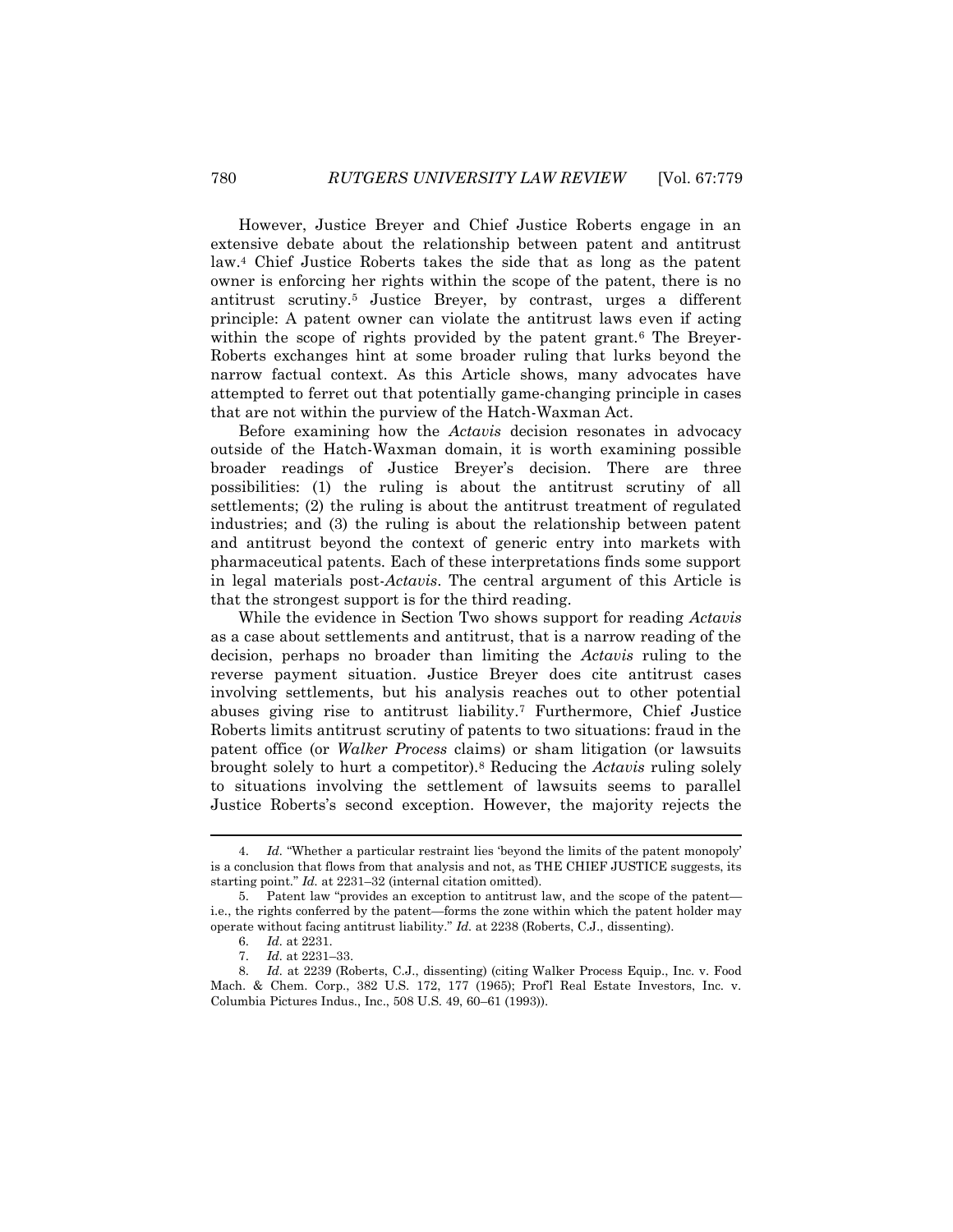However, Justice Breyer and Chief Justice Roberts engage in an extensive debate about the relationship between patent and antitrust law.[4] Chief Justice Roberts takes the side that as long as the patent owner is enforcing her rights within the scope of the patent, there is no antitrust scrutiny.[5] Justice Breyer, by contrast, urges a different principle: A patent owner can violate the antitrust laws even if acting within the scope of rights provided by the patent grant.[6] The Breyer-Roberts exchanges hint at some broader ruling that lurks beyond the narrow factual context. As this Article shows, many advocates have attempted to ferret out that potentially game-changing principle in cases that are not within the purview of the Hatch-Waxman Act.

Before examining how the *Actavis* decision resonates in advocacy outside of the Hatch-Waxman domain, it is worth examining possible broader readings of Justice Breyer's decision. There are three possibilities: (1) the ruling is about the antitrust scrutiny of all settlements; (2) the ruling is about the antitrust treatment of regulated industries; and (3) the ruling is about the relationship between patent and antitrust beyond the context of generic entry into markets with pharmaceutical patents. Each of these interpretations finds some support in legal materials post-*Actavis*. The central argument of this Article is that the strongest support is for the third reading.

While the evidence in Section Two shows support for reading *Actavis* as a case about settlements and antitrust, that is a narrow reading of the decision, perhaps no broader than limiting the *Actavis* ruling to the reverse payment situation. Justice Breyer does cite antitrust cases involving settlements, but his analysis reaches out to other potential abuses giving rise to antitrust liability.[7] Furthermore, Chief Justice Roberts limits antitrust scrutiny of patents to two situations: fraud in the patent office (or *Walker Process* claims) or sham litigation (or lawsuits brought solely to hurt a competitor).[8] Reducing the *Actavis* ruling solely to situations involving the settlement of lawsuits seems to parallel Justice Roberts's second exception. However, the majority rejects the

---

4. *Id.* "Whether a particular restraint lies 'beyond the limits of the patent monopoly' is a conclusion that flows from that analysis and not, as THE CHIEF JUSTICE suggests, its starting point." *Id.* at 2231–32 (internal citation omitted).

5. Patent law "provides an exception to antitrust law, and the scope of the patent—i.e., the rights conferred by the patent—forms the zone within which the patent holder may operate without facing antitrust liability." *Id.* at 2238 (Roberts, C.J., dissenting).

6. *Id.* at 2231.

7. *Id.* at 2231–33.

8. *Id.* at 2239 (Roberts, C.J., dissenting) (citing Walker Process Equip., Inc. v. Food Mach. & Chem. Corp., 382 U.S. 172, 177 (1965); Prof'l Real Estate Investors, Inc. v. Columbia Pictures Indus., Inc., 508 U.S. 49, 60–61 (1993)).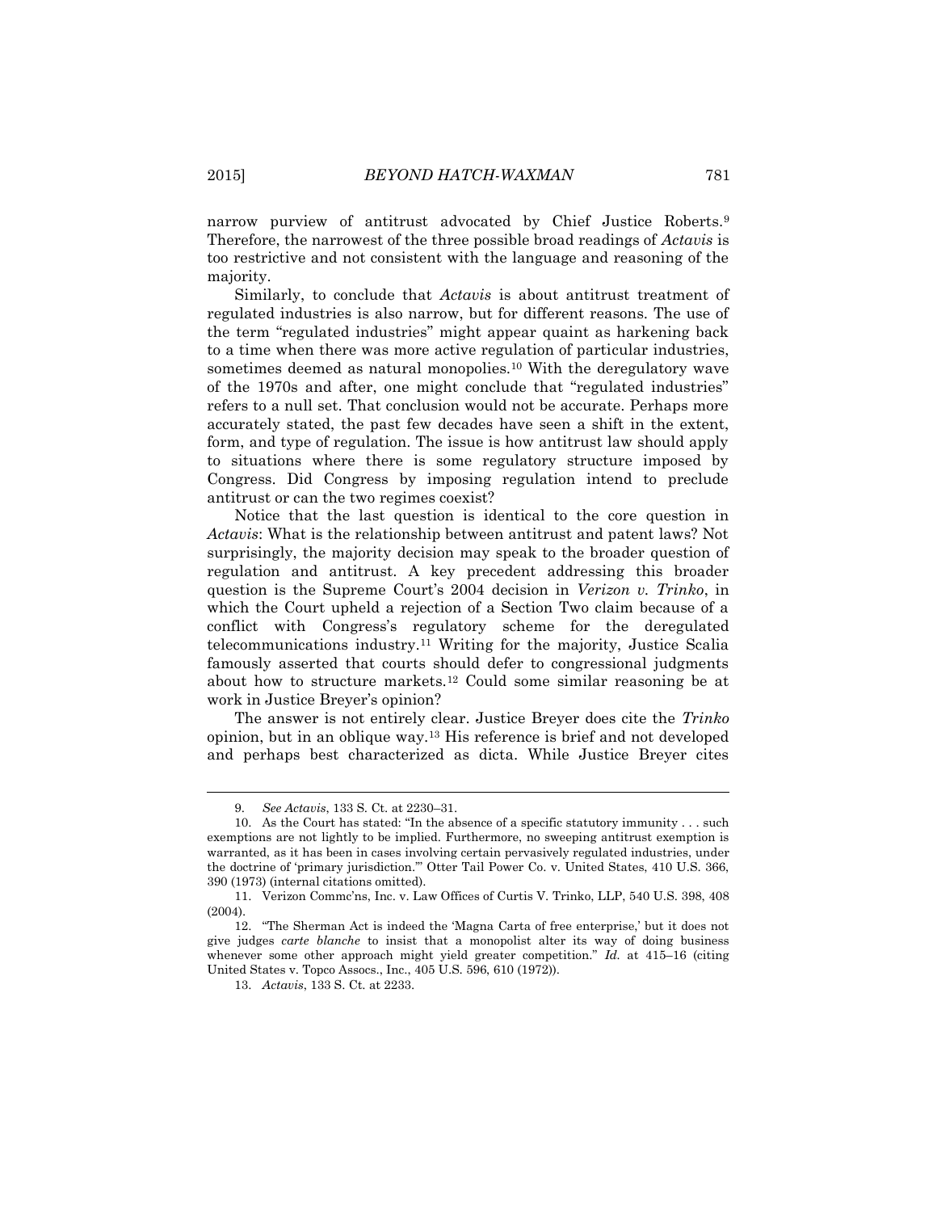narrow purview of antitrust advocated by Chief Justice Roberts.[9] Therefore, the narrowest of the three possible broad readings of *Actavis* is too restrictive and not consistent with the language and reasoning of the majority.

Similarly, to conclude that *Actavis* is about antitrust treatment of regulated industries is also narrow, but for different reasons. The use of the term "regulated industries" might appear quaint as harkening back to a time when there was more active regulation of particular industries, sometimes deemed as natural monopolies.[10] With the deregulatory wave of the 1970s and after, one might conclude that "regulated industries" refers to a null set. That conclusion would not be accurate. Perhaps more accurately stated, the past few decades have seen a shift in the extent, form, and type of regulation. The issue is how antitrust law should apply to situations where there is some regulatory structure imposed by Congress. Did Congress by imposing regulation intend to preclude antitrust or can the two regimes coexist?

Notice that the last question is identical to the core question in *Actavis*: What is the relationship between antitrust and patent laws? Not surprisingly, the majority decision may speak to the broader question of regulation and antitrust. A key precedent addressing this broader question is the Supreme Court's 2004 decision in *Verizon v. Trinko*, in which the Court upheld a rejection of a Section Two claim because of a conflict with Congress's regulatory scheme for the deregulated telecommunications industry.[11] Writing for the majority, Justice Scalia famously asserted that courts should defer to congressional judgments about how to structure markets.[12] Could some similar reasoning be at work in Justice Breyer's opinion?

The answer is not entirely clear. Justice Breyer does cite the *Trinko* opinion, but in an oblique way.[13] His reference is brief and not developed and perhaps best characterized as dicta. While Justice Breyer cites

---

9. *See Actavis*, 133 S. Ct. at 2230–31.

10. As the Court has stated: "In the absence of a specific statutory immunity . . . such exemptions are not lightly to be implied. Furthermore, no sweeping antitrust exemption is warranted, as it has been in cases involving certain pervasively regulated industries, under the doctrine of 'primary jurisdiction.'" Otter Tail Power Co. v. United States, 410 U.S. 366, 390 (1973) (internal citations omitted).

11. Verizon Commc'ns, Inc. v. Law Offices of Curtis V. Trinko, LLP, 540 U.S. 398, 408 (2004).

12. "The Sherman Act is indeed the 'Magna Carta of free enterprise,' but it does not give judges *carte blanche* to insist that a monopolist alter its way of doing business whenever some other approach might yield greater competition." *Id.* at 415–16 (citing United States v. Topco Assocs., Inc., 405 U.S. 596, 610 (1972)).

13. *Actavis*, 133 S. Ct. at 2233.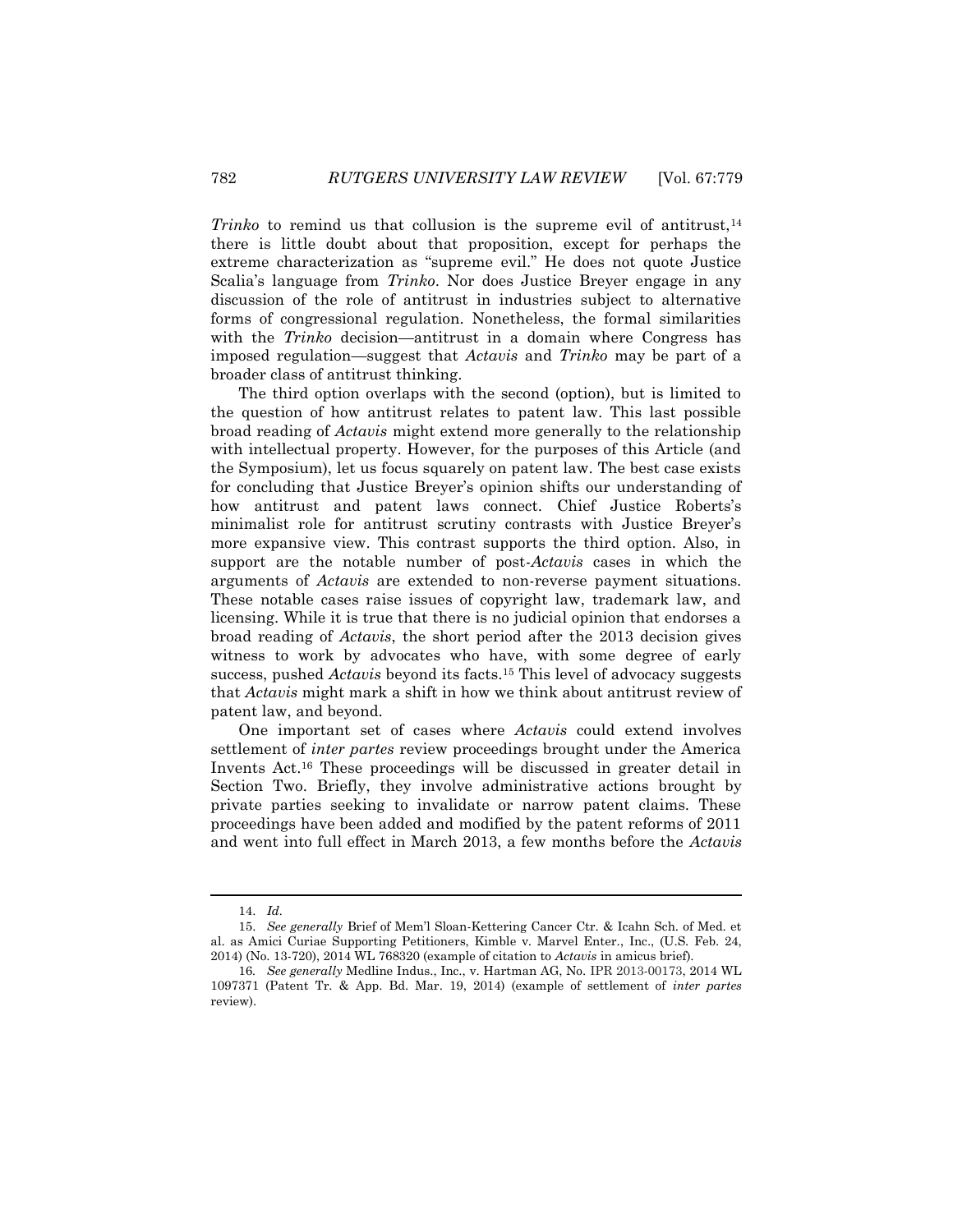*Trinko* to remind us that collusion is the supreme evil of antitrust,[14] there is little doubt about that proposition, except for perhaps the extreme characterization as "supreme evil." He does not quote Justice Scalia's language from *Trinko*. Nor does Justice Breyer engage in any discussion of the role of antitrust in industries subject to alternative forms of congressional regulation. Nonetheless, the formal similarities with the *Trinko* decision—antitrust in a domain where Congress has imposed regulation—suggest that *Actavis* and *Trinko* may be part of a broader class of antitrust thinking.

The third option overlaps with the second (option), but is limited to the question of how antitrust relates to patent law. This last possible broad reading of *Actavis* might extend more generally to the relationship with intellectual property. However, for the purposes of this Article (and the Symposium), let us focus squarely on patent law. The best case exists for concluding that Justice Breyer's opinion shifts our understanding of how antitrust and patent laws connect. Chief Justice Roberts's minimalist role for antitrust scrutiny contrasts with Justice Breyer's more expansive view. This contrast supports the third option. Also, in support are the notable number of post-*Actavis* cases in which the arguments of *Actavis* are extended to non-reverse payment situations. These notable cases raise issues of copyright law, trademark law, and licensing. While it is true that there is no judicial opinion that endorses a broad reading of *Actavis*, the short period after the 2013 decision gives witness to work by advocates who have, with some degree of early success, pushed *Actavis* beyond its facts.[15] This level of advocacy suggests that *Actavis* might mark a shift in how we think about antitrust review of patent law, and beyond.

One important set of cases where *Actavis* could extend involves settlement of *inter partes* review proceedings brought under the America Invents Act.[16] These proceedings will be discussed in greater detail in Section Two. Briefly, they involve administrative actions brought by private parties seeking to invalidate or narrow patent claims. These proceedings have been added and modified by the patent reforms of 2011 and went into full effect in March 2013, a few months before the *Actavis*

---

14. *Id.*

15. *See generally* Brief of Mem'l Sloan-Kettering Cancer Ctr. & Icahn Sch. of Med. et al. as Amici Curiae Supporting Petitioners, Kimble v. Marvel Enter., Inc., (U.S. Feb. 24, 2014) (No. 13-720), 2014 WL 768320 (example of citation to *Actavis* in amicus brief).

16. *See generally* Medline Indus., Inc., v. Hartman AG, No. IPR 2013-00173, 2014 WL 1097371 (Patent Tr. & App. Bd. Mar. 19, 2014) (example of settlement of *inter partes* review).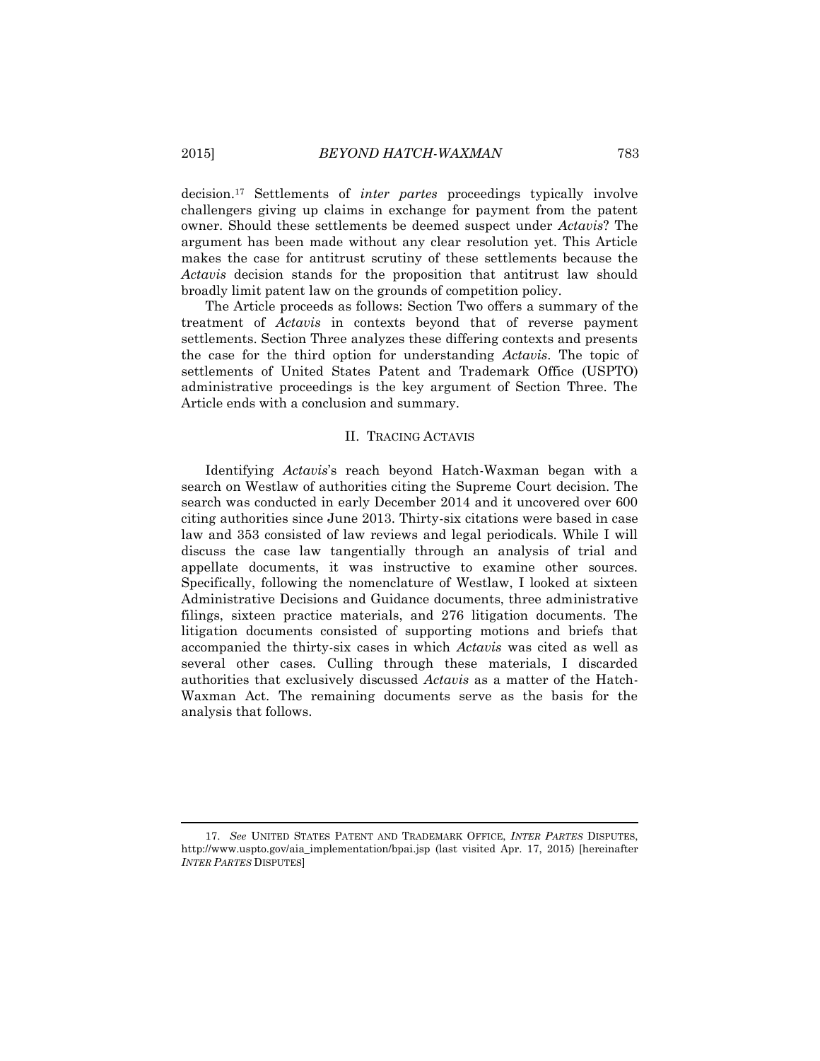decision.[17] Settlements of *inter partes* proceedings typically involve challengers giving up claims in exchange for payment from the patent owner. Should these settlements be deemed suspect under *Actavis*? The argument has been made without any clear resolution yet. This Article makes the case for antitrust scrutiny of these settlements because the *Actavis* decision stands for the proposition that antitrust law should broadly limit patent law on the grounds of competition policy.

The Article proceeds as follows: Section Two offers a summary of the treatment of *Actavis* in contexts beyond that of reverse payment settlements. Section Three analyzes these differing contexts and presents the case for the third option for understanding *Actavis*. The topic of settlements of United States Patent and Trademark Office (USPTO) administrative proceedings is the key argument of Section Three. The Article ends with a conclusion and summary.

## II. TRACING ACTAVIS

Identifying *Actavis*'s reach beyond Hatch-Waxman began with a search on Westlaw of authorities citing the Supreme Court decision. The search was conducted in early December 2014 and it uncovered over 600 citing authorities since June 2013. Thirty-six citations were based in case law and 353 consisted of law reviews and legal periodicals. While I will discuss the case law tangentially through an analysis of trial and appellate documents, it was instructive to examine other sources. Specifically, following the nomenclature of Westlaw, I looked at sixteen Administrative Decisions and Guidance documents, three administrative filings, sixteen practice materials, and 276 litigation documents. The litigation documents consisted of supporting motions and briefs that accompanied the thirty-six cases in which *Actavis* was cited as well as several other cases. Culling through these materials, I discarded authorities that exclusively discussed *Actavis* as a matter of the Hatch-Waxman Act. The remaining documents serve as the basis for the analysis that follows.

---

17. *See* UNITED STATES PATENT AND TRADEMARK OFFICE, *INTER PARTES* DISPUTES, http://www.uspto.gov/aia_implementation/bpai.jsp (last visited Apr. 17, 2015) [hereinafter *INTER PARTES* DISPUTES]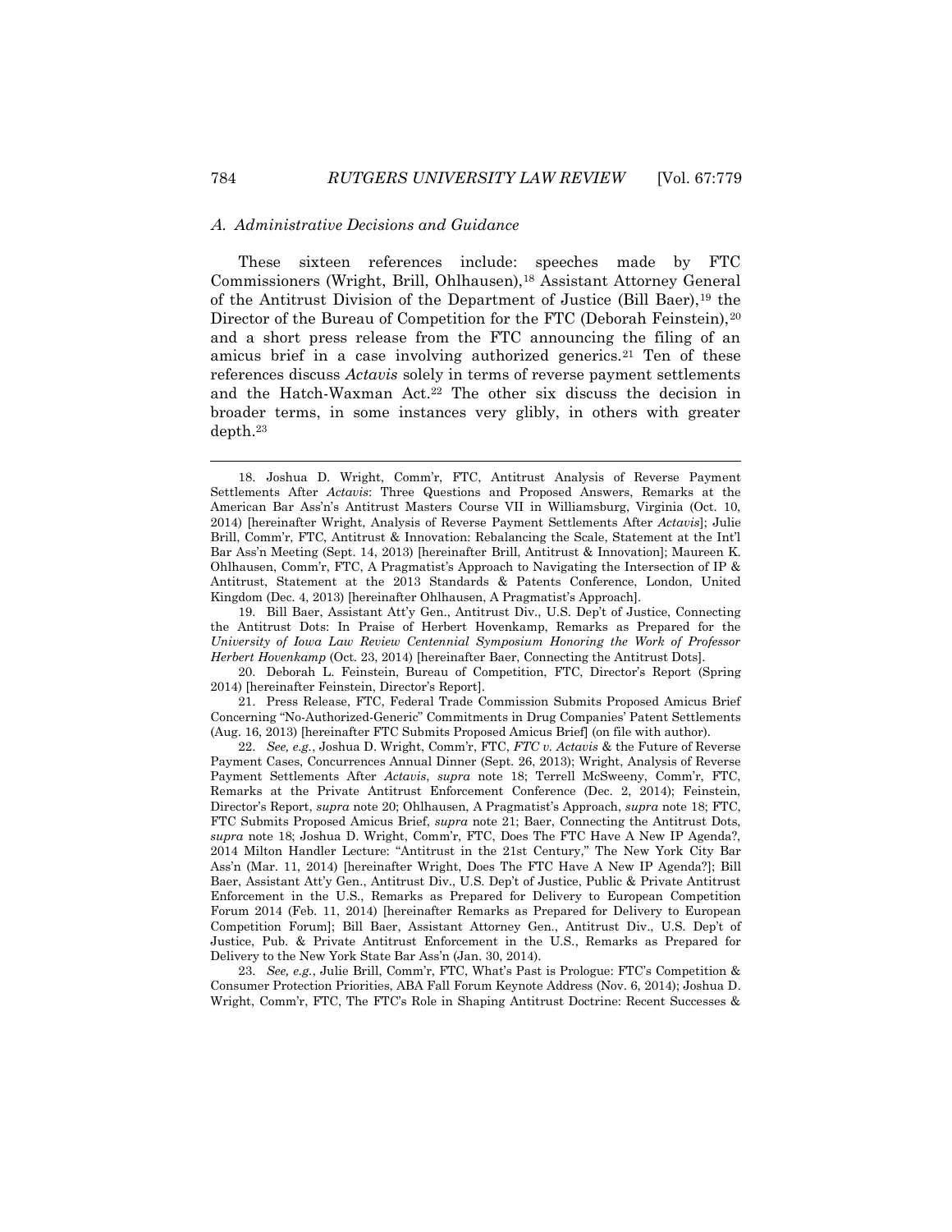### A. Administrative Decisions and Guidance

These sixteen references include: speeches made by FTC Commissioners (Wright, Brill, Ohlhausen),[18] Assistant Attorney General of the Antitrust Division of the Department of Justice (Bill Baer),[19] the Director of the Bureau of Competition for the FTC (Deborah Feinstein),[20] and a short press release from the FTC announcing the filing of an amicus brief in a case involving authorized generics.[21] Ten of these references discuss *Actavis* solely in terms of reverse payment settlements and the Hatch-Waxman Act.[22] The other six discuss the decision in broader terms, in some instances very glibly, in others with greater depth.[23]

---

18. Joshua D. Wright, Comm'r, FTC, Antitrust Analysis of Reverse Payment Settlements After *Actavis*: Three Questions and Proposed Answers, Remarks at the American Bar Ass'n's Antitrust Masters Course VII in Williamsburg, Virginia (Oct. 10, 2014) [hereinafter Wright, Analysis of Reverse Payment Settlements After *Actavis*]; Julie Brill, Comm'r, FTC, Antitrust & Innovation: Rebalancing the Scale, Statement at the Int'l Bar Ass'n Meeting (Sept. 14, 2013) [hereinafter Brill, Antitrust & Innovation]; Maureen K. Ohlhausen, Comm'r, FTC, A Pragmatist's Approach to Navigating the Intersection of IP & Antitrust, Statement at the 2013 Standards & Patents Conference, London, United Kingdom (Dec. 4, 2013) [hereinafter Ohlhausen, A Pragmatist's Approach].

19. Bill Baer, Assistant Att'y Gen., Antitrust Div., U.S. Dep't of Justice, Connecting the Antitrust Dots: In Praise of Herbert Hovenkamp, Remarks as Prepared for the *University of Iowa Law Review Centennial Symposium Honoring the Work of Professor Herbert Hovenkamp* (Oct. 23, 2014) [hereinafter Baer, Connecting the Antitrust Dots].

20. Deborah L. Feinstein, Bureau of Competition, FTC, Director's Report (Spring 2014) [hereinafter Feinstein, Director's Report].

21. Press Release, FTC, Federal Trade Commission Submits Proposed Amicus Brief Concerning "No-Authorized-Generic" Commitments in Drug Companies' Patent Settlements (Aug. 16, 2013) [hereinafter FTC Submits Proposed Amicus Brief] (on file with author).

22. *See, e.g.*, Joshua D. Wright, Comm'r, FTC, *FTC v. Actavis* & the Future of Reverse Payment Cases, Concurrences Annual Dinner (Sept. 26, 2013); Wright, Analysis of Reverse Payment Settlements After *Actavis*, *supra* note 18; Terrell McSweeny, Comm'r, FTC, Remarks at the Private Antitrust Enforcement Conference (Dec. 2, 2014); Feinstein, Director's Report, *supra* note 20; Ohlhausen, A Pragmatist's Approach, *supra* note 18; FTC, FTC Submits Proposed Amicus Brief, *supra* note 21; Baer, Connecting the Antitrust Dots, *supra* note 18; Joshua D. Wright, Comm'r, FTC, Does The FTC Have A New IP Agenda?, 2014 Milton Handler Lecture: "Antitrust in the 21st Century," The New York City Bar Ass'n (Mar. 11, 2014) [hereinafter Wright, Does The FTC Have A New IP Agenda?]; Bill Baer, Assistant Att'y Gen., Antitrust Div., U.S. Dep't of Justice, Public & Private Antitrust Enforcement in the U.S., Remarks as Prepared for Delivery to European Competition Forum 2014 (Feb. 11, 2014) [hereinafter Remarks as Prepared for Delivery to European Competition Forum]; Bill Baer, Assistant Attorney Gen., Antitrust Div., U.S. Dep't of Justice, Pub. & Private Antitrust Enforcement in the U.S., Remarks as Prepared for Delivery to the New York State Bar Ass'n (Jan. 30, 2014).

23. *See, e.g.*, Julie Brill, Comm'r, FTC, What's Past is Prologue: FTC's Competition & Consumer Protection Priorities, ABA Fall Forum Keynote Address (Nov. 6, 2014); Joshua D. Wright, Comm'r, FTC, The FTC's Role in Shaping Antitrust Doctrine: Recent Successes &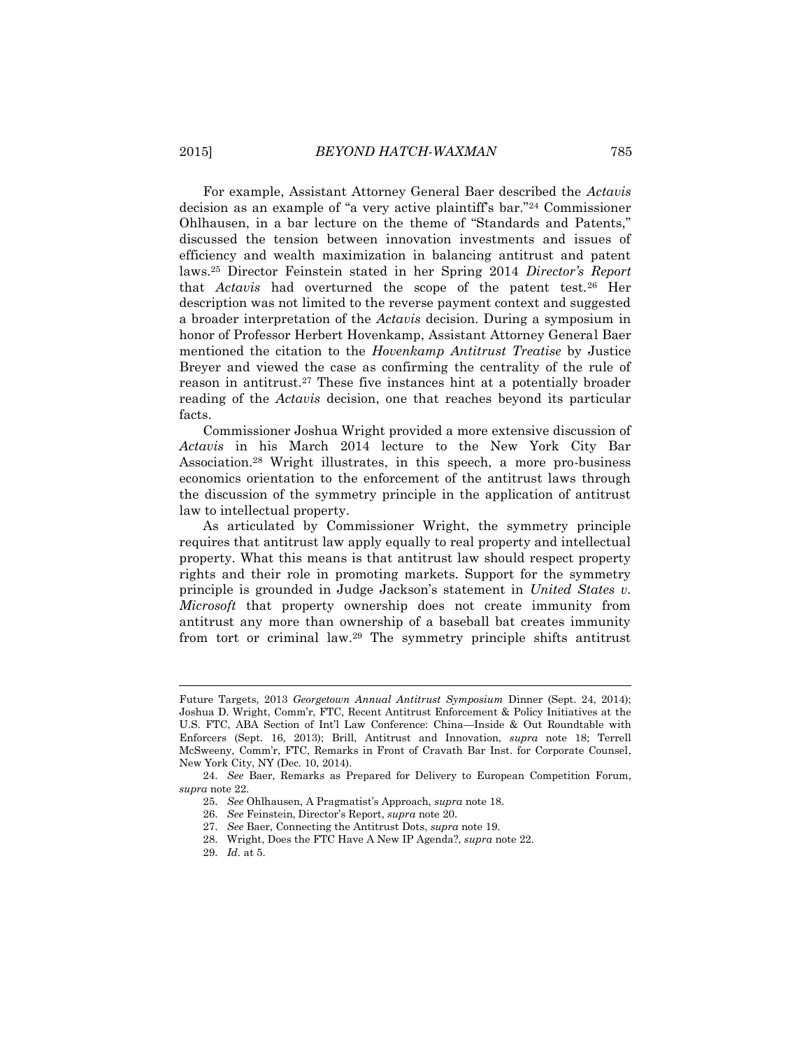For example, Assistant Attorney General Baer described the *Actavis* decision as an example of "a very active plaintiff's bar."[24] Commissioner Ohlhausen, in a bar lecture on the theme of "Standards and Patents," discussed the tension between innovation investments and issues of efficiency and wealth maximization in balancing antitrust and patent laws.[25] Director Feinstein stated in her Spring 2014 *Director's Report* that *Actavis* had overturned the scope of the patent test.[26] Her description was not limited to the reverse payment context and suggested a broader interpretation of the *Actavis* decision. During a symposium in honor of Professor Herbert Hovenkamp, Assistant Attorney General Baer mentioned the citation to the *Hovenkamp Antitrust Treatise* by Justice Breyer and viewed the case as confirming the centrality of the rule of reason in antitrust.[27] These five instances hint at a potentially broader reading of the *Actavis* decision, one that reaches beyond its particular facts.

Commissioner Joshua Wright provided a more extensive discussion of *Actavis* in his March 2014 lecture to the New York City Bar Association.[28] Wright illustrates, in this speech, a more pro-business economics orientation to the enforcement of the antitrust laws through the discussion of the symmetry principle in the application of antitrust law to intellectual property.

As articulated by Commissioner Wright, the symmetry principle requires that antitrust law apply equally to real property and intellectual property. What this means is that antitrust law should respect property rights and their role in promoting markets. Support for the symmetry principle is grounded in Judge Jackson's statement in *United States v. Microsoft* that property ownership does not create immunity from antitrust any more than ownership of a baseball bat creates immunity from tort or criminal law.[29] The symmetry principle shifts antitrust

---

Future Targets, 2013 *Georgetown Annual Antitrust Symposium* Dinner (Sept. 24, 2014); Joshua D. Wright, Comm'r, FTC, Recent Antitrust Enforcement & Policy Initiatives at the U.S. FTC, ABA Section of Int'l Law Conference: China—Inside & Out Roundtable with Enforcers (Sept. 16, 2013); Brill, Antitrust and Innovation, *supra* note 18; Terrell McSweeny, Comm'r, FTC, Remarks in Front of Cravath Bar Inst. for Corporate Counsel, New York City, NY (Dec. 10, 2014).

24. *See* Baer, Remarks as Prepared for Delivery to European Competition Forum, *supra* note 22.

25. *See* Ohlhausen, A Pragmatist's Approach, *supra* note 18.

26. *See* Feinstein, Director's Report, *supra* note 20.

27. *See* Baer, Connecting the Antitrust Dots, *supra* note 19.

28. Wright, Does the FTC Have A New IP Agenda?, *supra* note 22.

29. *Id.* at 5.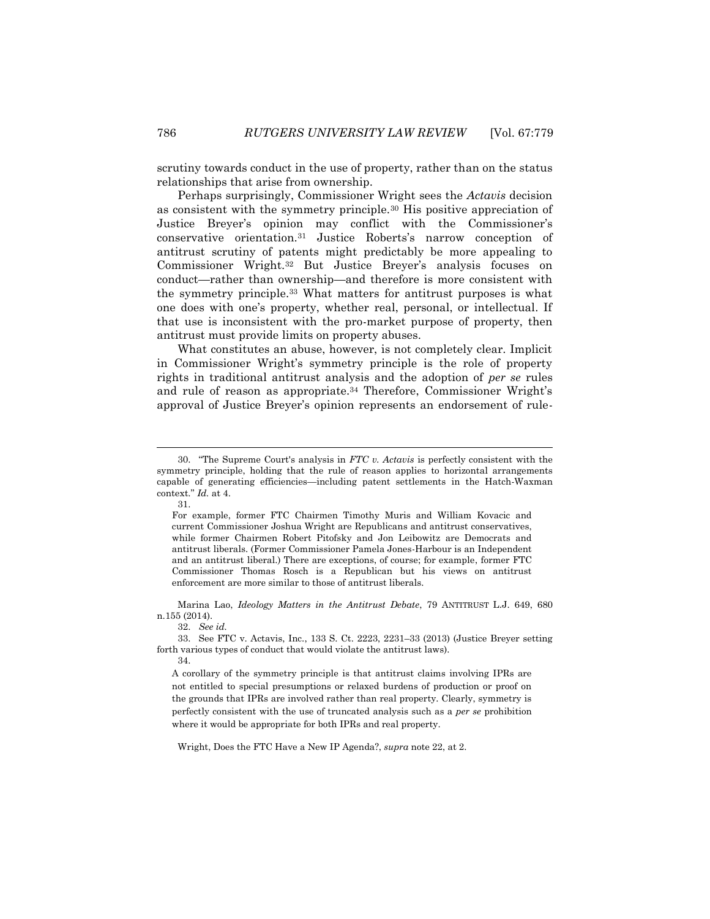scrutiny towards conduct in the use of property, rather than on the status relationships that arise from ownership.

Perhaps surprisingly, Commissioner Wright sees the *Actavis* decision as consistent with the symmetry principle.[30] His positive appreciation of Justice Breyer's opinion may conflict with the Commissioner's conservative orientation.[31] Justice Roberts's narrow conception of antitrust scrutiny of patents might predictably be more appealing to Commissioner Wright.[32] But Justice Breyer's analysis focuses on conduct—rather than ownership—and therefore is more consistent with the symmetry principle.[33] What matters for antitrust purposes is what one does with one's property, whether real, personal, or intellectual. If that use is inconsistent with the pro-market purpose of property, then antitrust must provide limits on property abuses.

What constitutes an abuse, however, is not completely clear. Implicit in Commissioner Wright's symmetry principle is the role of property rights in traditional antitrust analysis and the adoption of *per se* rules and rule of reason as appropriate.[34] Therefore, Commissioner Wright's approval of Justice Breyer's opinion represents an endorsement of rule-

---

30. "The Supreme Court's analysis in *FTC v. Actavis* is perfectly consistent with the symmetry principle, holding that the rule of reason applies to horizontal arrangements capable of generating efficiencies—including patent settlements in the Hatch-Waxman context." *Id.* at 4.

31.

> For example, former FTC Chairmen Timothy Muris and William Kovacic and current Commissioner Joshua Wright are Republicans and antitrust conservatives, while former Chairmen Robert Pitofsky and Jon Leibowitz are Democrats and antitrust liberals. (Former Commissioner Pamela Jones-Harbour is an Independent and an antitrust liberal.) There are exceptions, of course; for example, former FTC Commissioner Thomas Rosch is a Republican but his views on antitrust enforcement are more similar to those of antitrust liberals.

Marina Lao, *Ideology Matters in the Antitrust Debate*, 79 ANTITRUST L.J. 649, 680 n.155 (2014).

32. *See id.*

33. See FTC v. Actavis, Inc., 133 S. Ct. 2223, 2231–33 (2013) (Justice Breyer setting forth various types of conduct that would violate the antitrust laws).

34.

> A corollary of the symmetry principle is that antitrust claims involving IPRs are not entitled to special presumptions or relaxed burdens of production or proof on the grounds that IPRs are involved rather than real property. Clearly, symmetry is perfectly consistent with the use of truncated analysis such as a *per se* prohibition where it would be appropriate for both IPRs and real property.

Wright, Does the FTC Have a New IP Agenda?, *supra* note 22, at 2.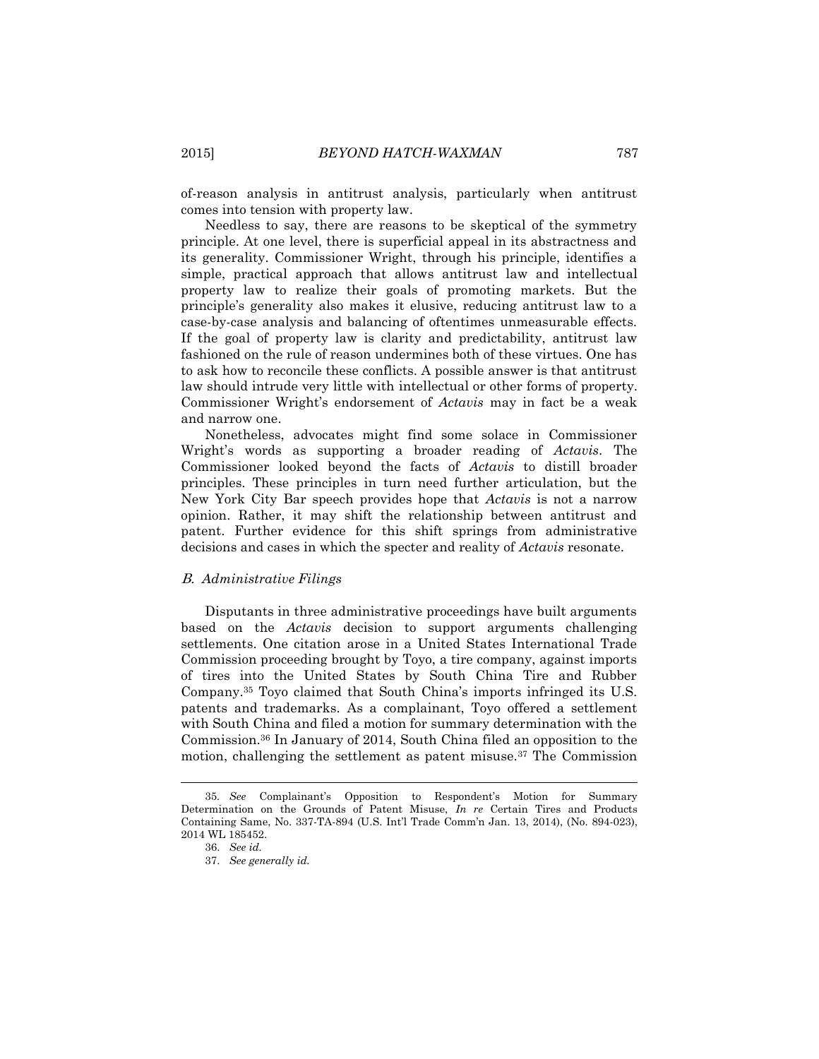of-reason analysis in antitrust analysis, particularly when antitrust comes into tension with property law.

Needless to say, there are reasons to be skeptical of the symmetry principle. At one level, there is superficial appeal in its abstractness and its generality. Commissioner Wright, through his principle, identifies a simple, practical approach that allows antitrust law and intellectual property law to realize their goals of promoting markets. But the principle's generality also makes it elusive, reducing antitrust law to a case-by-case analysis and balancing of oftentimes unmeasurable effects. If the goal of property law is clarity and predictability, antitrust law fashioned on the rule of reason undermines both of these virtues. One has to ask how to reconcile these conflicts. A possible answer is that antitrust law should intrude very little with intellectual or other forms of property. Commissioner Wright's endorsement of *Actavis* may in fact be a weak and narrow one.

Nonetheless, advocates might find some solace in Commissioner Wright's words as supporting a broader reading of *Actavis*. The Commissioner looked beyond the facts of *Actavis* to distill broader principles. These principles in turn need further articulation, but the New York City Bar speech provides hope that *Actavis* is not a narrow opinion. Rather, it may shift the relationship between antitrust and patent. Further evidence for this shift springs from administrative decisions and cases in which the specter and reality of *Actavis* resonate.

### *B. Administrative Filings*

Disputants in three administrative proceedings have built arguments based on the *Actavis* decision to support arguments challenging settlements. One citation arose in a United States International Trade Commission proceeding brought by Toyo, a tire company, against imports of tires into the United States by South China Tire and Rubber Company.[35] Toyo claimed that South China's imports infringed its U.S. patents and trademarks. As a complainant, Toyo offered a settlement with South China and filed a motion for summary determination with the Commission.[36] In January of 2014, South China filed an opposition to the motion, challenging the settlement as patent misuse.[37] The Commission

---

35. *See* Complainant's Opposition to Respondent's Motion for Summary Determination on the Grounds of Patent Misuse, *In re* Certain Tires and Products Containing Same, No. 337-TA-894 (U.S. Int'l Trade Comm'n Jan. 13, 2014), (No. 894-023), 2014 WL 185452.

36. *See id.*

37. *See generally id.*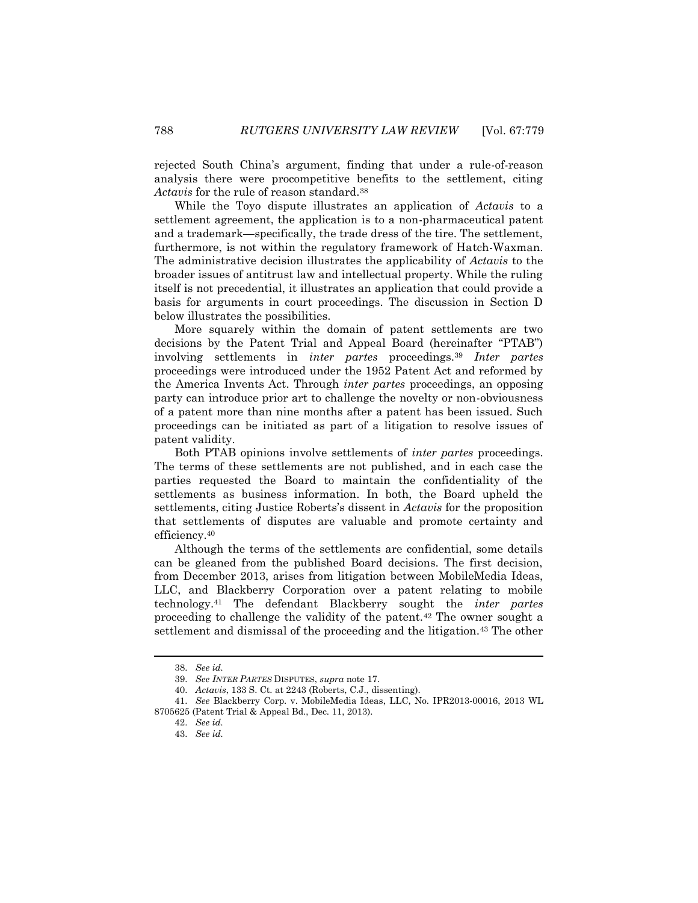rejected South China's argument, finding that under a rule-of-reason analysis there were procompetitive benefits to the settlement, citing *Actavis* for the rule of reason standard.[38]

While the Toyo dispute illustrates an application of *Actavis* to a settlement agreement, the application is to a non-pharmaceutical patent and a trademark—specifically, the trade dress of the tire. The settlement, furthermore, is not within the regulatory framework of Hatch-Waxman. The administrative decision illustrates the applicability of *Actavis* to the broader issues of antitrust law and intellectual property. While the ruling itself is not precedential, it illustrates an application that could provide a basis for arguments in court proceedings. The discussion in Section D below illustrates the possibilities.

More squarely within the domain of patent settlements are two decisions by the Patent Trial and Appeal Board (hereinafter "PTAB") involving settlements in *inter partes* proceedings.[39] *Inter partes* proceedings were introduced under the 1952 Patent Act and reformed by the America Invents Act. Through *inter partes* proceedings, an opposing party can introduce prior art to challenge the novelty or non-obviousness of a patent more than nine months after a patent has been issued. Such proceedings can be initiated as part of a litigation to resolve issues of patent validity.

Both PTAB opinions involve settlements of *inter partes* proceedings. The terms of these settlements are not published, and in each case the parties requested the Board to maintain the confidentiality of the settlements as business information. In both, the Board upheld the settlements, citing Justice Roberts's dissent in *Actavis* for the proposition that settlements of disputes are valuable and promote certainty and efficiency.[40]

Although the terms of the settlements are confidential, some details can be gleaned from the published Board decisions. The first decision, from December 2013, arises from litigation between MobileMedia Ideas, LLC, and Blackberry Corporation over a patent relating to mobile technology.[41] The defendant Blackberry sought the *inter partes* proceeding to challenge the validity of the patent.[42] The owner sought a settlement and dismissal of the proceeding and the litigation.[43] The other

---

38. *See id.*

39. *See INTER PARTES* DISPUTES, *supra* note 17.

40. *Actavis*, 133 S. Ct. at 2243 (Roberts, C.J., dissenting).

41. *See* Blackberry Corp. v. MobileMedia Ideas, LLC, No. IPR2013-00016, 2013 WL 8705625 (Patent Trial & Appeal Bd., Dec. 11, 2013).

42. *See id.*

43. *See id.*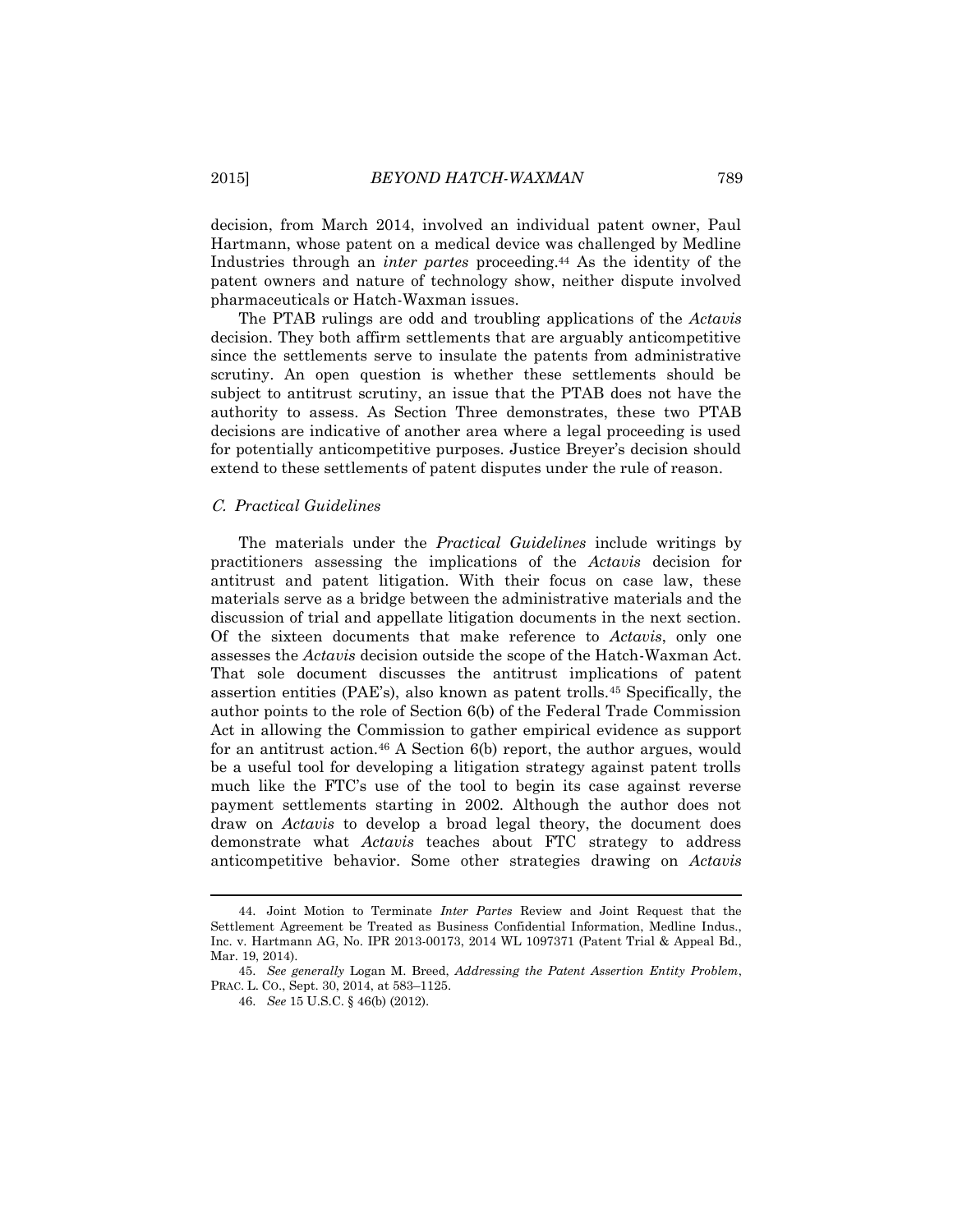decision, from March 2014, involved an individual patent owner, Paul Hartmann, whose patent on a medical device was challenged by Medline Industries through an *inter partes* proceeding.[44] As the identity of the patent owners and nature of technology show, neither dispute involved pharmaceuticals or Hatch-Waxman issues.

The PTAB rulings are odd and troubling applications of the *Actavis* decision. They both affirm settlements that are arguably anticompetitive since the settlements serve to insulate the patents from administrative scrutiny. An open question is whether these settlements should be subject to antitrust scrutiny, an issue that the PTAB does not have the authority to assess. As Section Three demonstrates, these two PTAB decisions are indicative of another area where a legal proceeding is used for potentially anticompetitive purposes. Justice Breyer's decision should extend to these settlements of patent disputes under the rule of reason.

### *C. Practical Guidelines*

The materials under the *Practical Guidelines* include writings by practitioners assessing the implications of the *Actavis* decision for antitrust and patent litigation. With their focus on case law, these materials serve as a bridge between the administrative materials and the discussion of trial and appellate litigation documents in the next section. Of the sixteen documents that make reference to *Actavis*, only one assesses the *Actavis* decision outside the scope of the Hatch-Waxman Act. That sole document discusses the antitrust implications of patent assertion entities (PAE's), also known as patent trolls.[45] Specifically, the author points to the role of Section 6(b) of the Federal Trade Commission Act in allowing the Commission to gather empirical evidence as support for an antitrust action.[46] A Section 6(b) report, the author argues, would be a useful tool for developing a litigation strategy against patent trolls much like the FTC's use of the tool to begin its case against reverse payment settlements starting in 2002. Although the author does not draw on *Actavis* to develop a broad legal theory, the document does demonstrate what *Actavis* teaches about FTC strategy to address anticompetitive behavior. Some other strategies drawing on *Actavis*

---

44. Joint Motion to Terminate *Inter Partes* Review and Joint Request that the Settlement Agreement be Treated as Business Confidential Information, Medline Indus., Inc. v. Hartmann AG, No. IPR 2013-00173, 2014 WL 1097371 (Patent Trial & Appeal Bd., Mar. 19, 2014).

45. *See generally* Logan M. Breed, *Addressing the Patent Assertion Entity Problem*, PRAC. L. CO., Sept. 30, 2014, at 583–1125.

46. *See* 15 U.S.C. § 46(b) (2012).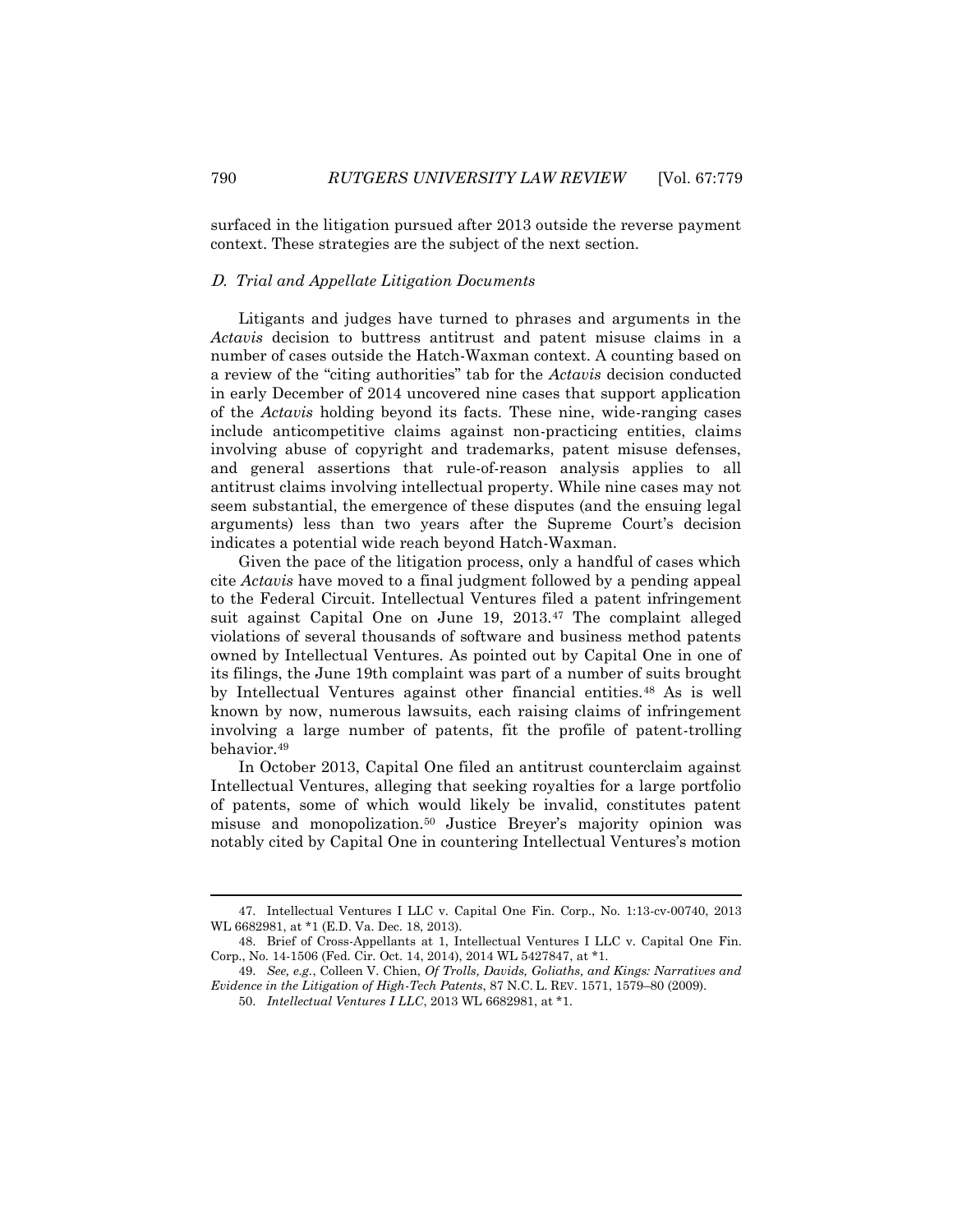surfaced in the litigation pursued after 2013 outside the reverse payment context. These strategies are the subject of the next section.

### *D. Trial and Appellate Litigation Documents*

Litigants and judges have turned to phrases and arguments in the *Actavis* decision to buttress antitrust and patent misuse claims in a number of cases outside the Hatch-Waxman context. A counting based on a review of the "citing authorities" tab for the *Actavis* decision conducted in early December of 2014 uncovered nine cases that support application of the *Actavis* holding beyond its facts. These nine, wide-ranging cases include anticompetitive claims against non-practicing entities, claims involving abuse of copyright and trademarks, patent misuse defenses, and general assertions that rule-of-reason analysis applies to all antitrust claims involving intellectual property. While nine cases may not seem substantial, the emergence of these disputes (and the ensuing legal arguments) less than two years after the Supreme Court's decision indicates a potential wide reach beyond Hatch-Waxman.

Given the pace of the litigation process, only a handful of cases which cite *Actavis* have moved to a final judgment followed by a pending appeal to the Federal Circuit. Intellectual Ventures filed a patent infringement suit against Capital One on June 19, 2013.[47] The complaint alleged violations of several thousands of software and business method patents owned by Intellectual Ventures. As pointed out by Capital One in one of its filings, the June 19th complaint was part of a number of suits brought by Intellectual Ventures against other financial entities.[48] As is well known by now, numerous lawsuits, each raising claims of infringement involving a large number of patents, fit the profile of patent-trolling behavior.[49]

In October 2013, Capital One filed an antitrust counterclaim against Intellectual Ventures, alleging that seeking royalties for a large portfolio of patents, some of which would likely be invalid, constitutes patent misuse and monopolization.[50] Justice Breyer's majority opinion was notably cited by Capital One in countering Intellectual Ventures's motion

---

47. Intellectual Ventures I LLC v. Capital One Fin. Corp., No. 1:13-cv-00740, 2013 WL 6682981, at *1 (E.D. Va. Dec. 18, 2013).

48. Brief of Cross-Appellants at 1, Intellectual Ventures I LLC v. Capital One Fin. Corp., No. 14-1506 (Fed. Cir. Oct. 14, 2014), 2014 WL 5427847, at *1.

49. *See, e.g.*, Colleen V. Chien, *Of Trolls, Davids, Goliaths, and Kings: Narratives and Evidence in the Litigation of High-Tech Patents*, 87 N.C. L. REV. 1571, 1579–80 (2009).

50. *Intellectual Ventures I LLC*, 2013 WL 6682981, at *1.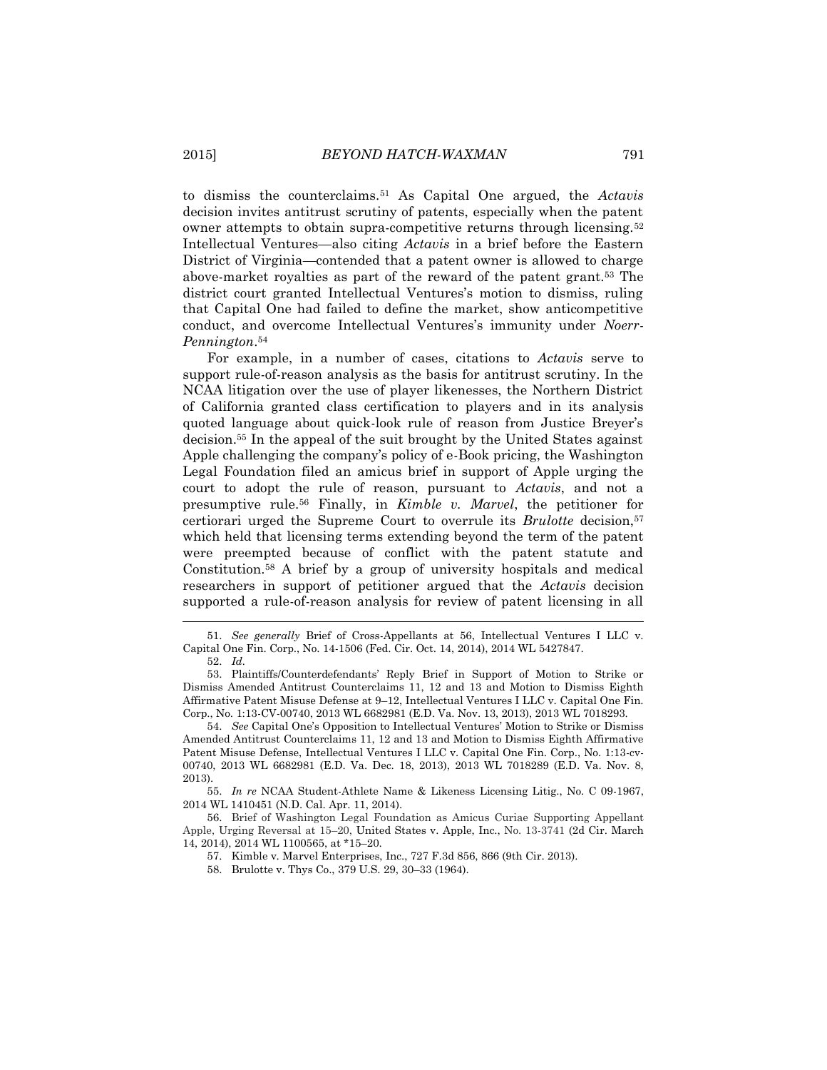to dismiss the counterclaims.[51] As Capital One argued, the *Actavis* decision invites antitrust scrutiny of patents, especially when the patent owner attempts to obtain supra-competitive returns through licensing.[52] Intellectual Ventures—also citing *Actavis* in a brief before the Eastern District of Virginia—contended that a patent owner is allowed to charge above-market royalties as part of the reward of the patent grant.[53] The district court granted Intellectual Ventures's motion to dismiss, ruling that Capital One had failed to define the market, show anticompetitive conduct, and overcome Intellectual Ventures's immunity under *Noerr-Pennington*.[54]

For example, in a number of cases, citations to *Actavis* serve to support rule-of-reason analysis as the basis for antitrust scrutiny. In the NCAA litigation over the use of player likenesses, the Northern District of California granted class certification to players and in its analysis quoted language about quick-look rule of reason from Justice Breyer's decision.[55] In the appeal of the suit brought by the United States against Apple challenging the company's policy of e-Book pricing, the Washington Legal Foundation filed an amicus brief in support of Apple urging the court to adopt the rule of reason, pursuant to *Actavis*, and not a presumptive rule.[56] Finally, in *Kimble v. Marvel*, the petitioner for certiorari urged the Supreme Court to overrule its *Brulotte* decision,[57] which held that licensing terms extending beyond the term of the patent were preempted because of conflict with the patent statute and Constitution.[58] A brief by a group of university hospitals and medical researchers in support of petitioner argued that the *Actavis* decision supported a rule-of-reason analysis for review of patent licensing in all

---

51. *See generally* Brief of Cross-Appellants at 56, Intellectual Ventures I LLC v. Capital One Fin. Corp., No. 14-1506 (Fed. Cir. Oct. 14, 2014), 2014 WL 5427847.

52. *Id.*

53. Plaintiffs/Counterdefendants' Reply Brief in Support of Motion to Strike or Dismiss Amended Antitrust Counterclaims 11, 12 and 13 and Motion to Dismiss Eighth Affirmative Patent Misuse Defense at 9–12, Intellectual Ventures I LLC v. Capital One Fin. Corp., No. 1:13-CV-00740, 2013 WL 6682981 (E.D. Va. Nov. 13, 2013), 2013 WL 7018293.

54. *See* Capital One's Opposition to Intellectual Ventures' Motion to Strike or Dismiss Amended Antitrust Counterclaims 11, 12 and 13 and Motion to Dismiss Eighth Affirmative Patent Misuse Defense, Intellectual Ventures I LLC v. Capital One Fin. Corp., No. 1:13-cv-00740, 2013 WL 6682981 (E.D. Va. Dec. 18, 2013), 2013 WL 7018289 (E.D. Va. Nov. 8, 2013).

55. *In re* NCAA Student-Athlete Name & Likeness Licensing Litig., No. C 09-1967, 2014 WL 1410451 (N.D. Cal. Apr. 11, 2014).

56. Brief of Washington Legal Foundation as Amicus Curiae Supporting Appellant Apple, Urging Reversal at 15–20, United States v. Apple, Inc., No. 13-3741 (2d Cir. March 14, 2014), 2014 WL 1100565, at *15–20.

57. Kimble v. Marvel Enterprises, Inc., 727 F.3d 856, 866 (9th Cir. 2013).

58. Brulotte v. Thys Co., 379 U.S. 29, 30–33 (1964).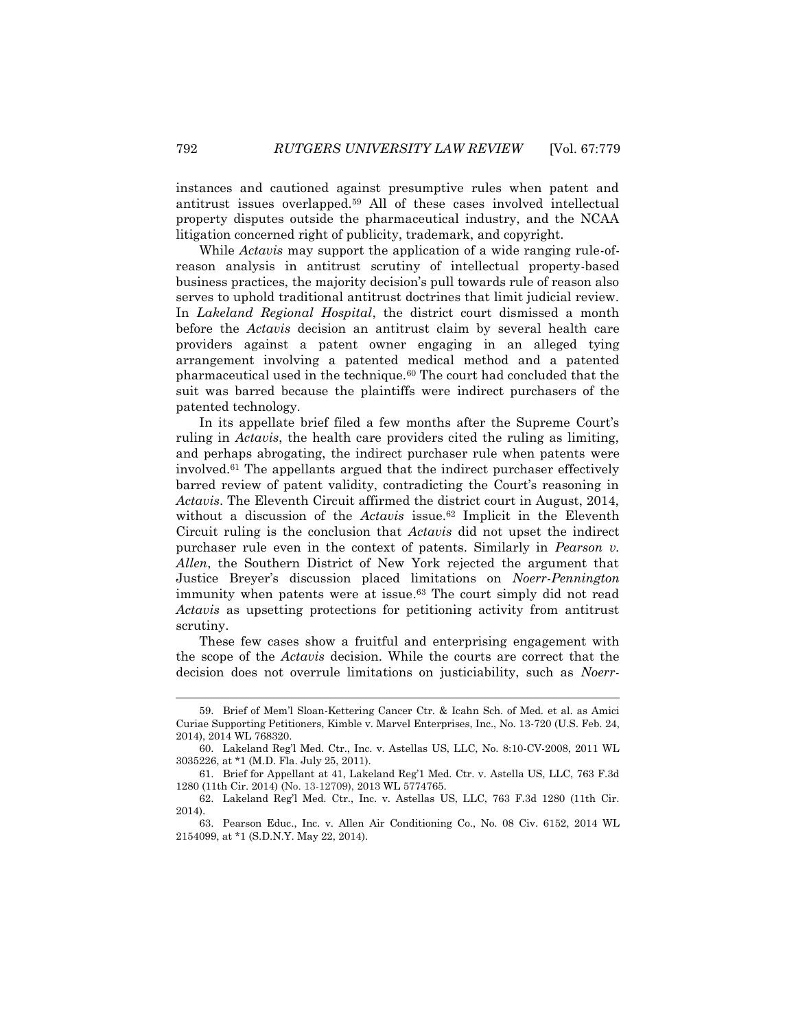instances and cautioned against presumptive rules when patent and antitrust issues overlapped.[59] All of these cases involved intellectual property disputes outside the pharmaceutical industry, and the NCAA litigation concerned right of publicity, trademark, and copyright.

While *Actavis* may support the application of a wide ranging rule-of-reason analysis in antitrust scrutiny of intellectual property-based business practices, the majority decision's pull towards rule of reason also serves to uphold traditional antitrust doctrines that limit judicial review. In *Lakeland Regional Hospital*, the district court dismissed a month before the *Actavis* decision an antitrust claim by several health care providers against a patent owner engaging in an alleged tying arrangement involving a patented medical method and a patented pharmaceutical used in the technique.[60] The court had concluded that the suit was barred because the plaintiffs were indirect purchasers of the patented technology.

In its appellate brief filed a few months after the Supreme Court's ruling in *Actavis*, the health care providers cited the ruling as limiting, and perhaps abrogating, the indirect purchaser rule when patents were involved.[61] The appellants argued that the indirect purchaser effectively barred review of patent validity, contradicting the Court's reasoning in *Actavis*. The Eleventh Circuit affirmed the district court in August, 2014, without a discussion of the *Actavis* issue.[62] Implicit in the Eleventh Circuit ruling is the conclusion that *Actavis* did not upset the indirect purchaser rule even in the context of patents. Similarly in *Pearson v. Allen*, the Southern District of New York rejected the argument that Justice Breyer's discussion placed limitations on *Noerr-Pennington* immunity when patents were at issue.[63] The court simply did not read *Actavis* as upsetting protections for petitioning activity from antitrust scrutiny.

These few cases show a fruitful and enterprising engagement with the scope of the *Actavis* decision. While the courts are correct that the decision does not overrule limitations on justiciability, such as *Noerr-*

---

59. Brief of Mem'l Sloan-Kettering Cancer Ctr. & Icahn Sch. of Med. et al. as Amici Curiae Supporting Petitioners, Kimble v. Marvel Enterprises, Inc., No. 13-720 (U.S. Feb. 24, 2014), 2014 WL 768320.

60. Lakeland Reg'l Med. Ctr., Inc. v. Astellas US, LLC, No. 8:10-CV-2008, 2011 WL 3035226, at *1 (M.D. Fla. July 25, 2011).

61. Brief for Appellant at 41, Lakeland Reg'l Med. Ctr. v. Astella US, LLC, 763 F.3d 1280 (11th Cir. 2014) (No. 13-12709), 2013 WL 5774765.

62. Lakeland Reg'l Med. Ctr., Inc. v. Astellas US, LLC, 763 F.3d 1280 (11th Cir. 2014).

63. Pearson Educ., Inc. v. Allen Air Conditioning Co., No. 08 Civ. 6152, 2014 WL 2154099, at *1 (S.D.N.Y. May 22, 2014).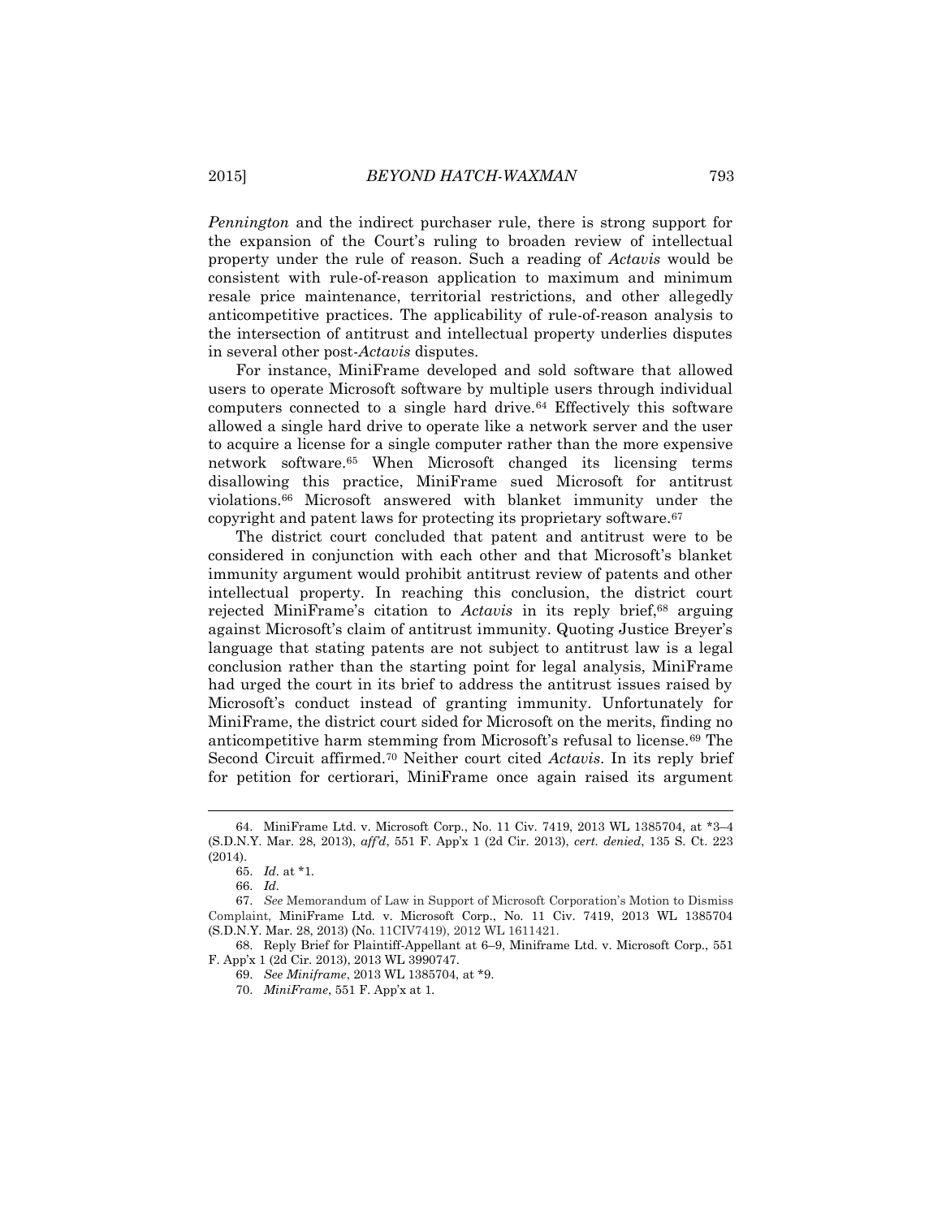*Pennington* and the indirect purchaser rule, there is strong support for the expansion of the Court's ruling to broaden review of intellectual property under the rule of reason. Such a reading of *Actavis* would be consistent with rule-of-reason application to maximum and minimum resale price maintenance, territorial restrictions, and other allegedly anticompetitive practices. The applicability of rule-of-reason analysis to the intersection of antitrust and intellectual property underlies disputes in several other post-*Actavis* disputes.

For instance, MiniFrame developed and sold software that allowed users to operate Microsoft software by multiple users through individual computers connected to a single hard drive.[64] Effectively this software allowed a single hard drive to operate like a network server and the user to acquire a license for a single computer rather than the more expensive network software.[65] When Microsoft changed its licensing terms disallowing this practice, MiniFrame sued Microsoft for antitrust violations.[66] Microsoft answered with blanket immunity under the copyright and patent laws for protecting its proprietary software.[67]

The district court concluded that patent and antitrust were to be considered in conjunction with each other and that Microsoft's blanket immunity argument would prohibit antitrust review of patents and other intellectual property. In reaching this conclusion, the district court rejected MiniFrame's citation to *Actavis* in its reply brief,[68] arguing against Microsoft's claim of antitrust immunity. Quoting Justice Breyer's language that stating patents are not subject to antitrust law is a legal conclusion rather than the starting point for legal analysis, MiniFrame had urged the court in its brief to address the antitrust issues raised by Microsoft's conduct instead of granting immunity. Unfortunately for MiniFrame, the district court sided for Microsoft on the merits, finding no anticompetitive harm stemming from Microsoft's refusal to license.[69] The Second Circuit affirmed.[70] Neither court cited *Actavis*. In its reply brief for petition for certiorari, MiniFrame once again raised its argument

---

64. MiniFrame Ltd. v. Microsoft Corp., No. 11 Civ. 7419, 2013 WL 1385704, at *3–4 (S.D.N.Y. Mar. 28, 2013), *aff'd*, 551 F. App'x 1 (2d Cir. 2013), *cert. denied*, 135 S. Ct. 223 (2014).

65. *Id.* at *1.

66. *Id.*

67. *See* Memorandum of Law in Support of Microsoft Corporation's Motion to Dismiss Complaint, MiniFrame Ltd. v. Microsoft Corp., No. 11 Civ. 7419, 2013 WL 1385704 (S.D.N.Y. Mar. 28, 2013) (No. 11CIV7419), 2012 WL 1611421.

68. Reply Brief for Plaintiff-Appellant at 6–9, Miniframe Ltd. v. Microsoft Corp., 551 F. App'x 1 (2d Cir. 2013), 2013 WL 3990747.

69. *See Miniframe*, 2013 WL 1385704, at *9.

70. *MiniFrame*, 551 F. App'x at 1.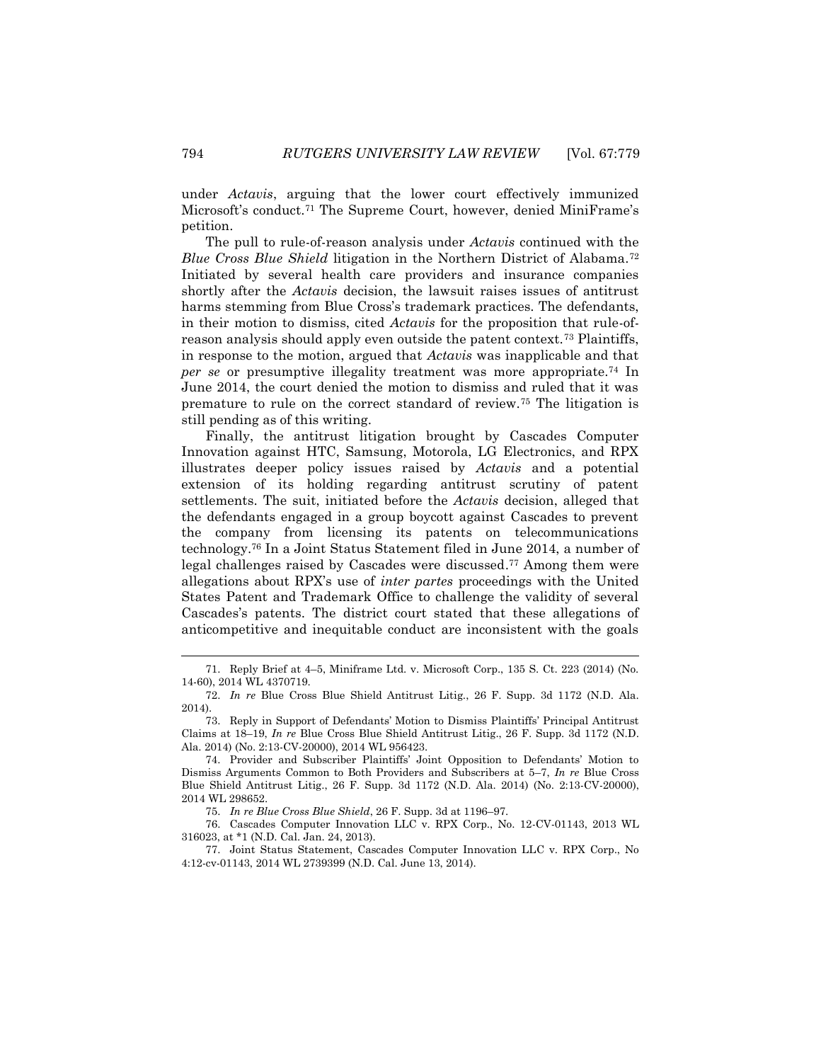under *Actavis*, arguing that the lower court effectively immunized Microsoft's conduct.[71] The Supreme Court, however, denied MiniFrame's petition.

The pull to rule-of-reason analysis under *Actavis* continued with the *Blue Cross Blue Shield* litigation in the Northern District of Alabama.[72] Initiated by several health care providers and insurance companies shortly after the *Actavis* decision, the lawsuit raises issues of antitrust harms stemming from Blue Cross's trademark practices. The defendants, in their motion to dismiss, cited *Actavis* for the proposition that rule-of-reason analysis should apply even outside the patent context.[73] Plaintiffs, in response to the motion, argued that *Actavis* was inapplicable and that *per se* or presumptive illegality treatment was more appropriate.[74] In June 2014, the court denied the motion to dismiss and ruled that it was premature to rule on the correct standard of review.[75] The litigation is still pending as of this writing.

Finally, the antitrust litigation brought by Cascades Computer Innovation against HTC, Samsung, Motorola, LG Electronics, and RPX illustrates deeper policy issues raised by *Actavis* and a potential extension of its holding regarding antitrust scrutiny of patent settlements. The suit, initiated before the *Actavis* decision, alleged that the defendants engaged in a group boycott against Cascades to prevent the company from licensing its patents on telecommunications technology.[76] In a Joint Status Statement filed in June 2014, a number of legal challenges raised by Cascades were discussed.[77] Among them were allegations about RPX's use of *inter partes* proceedings with the United States Patent and Trademark Office to challenge the validity of several Cascades's patents. The district court stated that these allegations of anticompetitive and inequitable conduct are inconsistent with the goals

---

71. Reply Brief at 4–5, Miniframe Ltd. v. Microsoft Corp., 135 S. Ct. 223 (2014) (No. 14-60), 2014 WL 4370719.

72. *In re* Blue Cross Blue Shield Antitrust Litig., 26 F. Supp. 3d 1172 (N.D. Ala. 2014).

73. Reply in Support of Defendants' Motion to Dismiss Plaintiffs' Principal Antitrust Claims at 18–19, *In re* Blue Cross Blue Shield Antitrust Litig., 26 F. Supp. 3d 1172 (N.D. Ala. 2014) (No. 2:13-CV-20000), 2014 WL 956423.

74. Provider and Subscriber Plaintiffs' Joint Opposition to Defendants' Motion to Dismiss Arguments Common to Both Providers and Subscribers at 5–7, *In re* Blue Cross Blue Shield Antitrust Litig., 26 F. Supp. 3d 1172 (N.D. Ala. 2014) (No. 2:13-CV-20000), 2014 WL 298652.

75. *In re Blue Cross Blue Shield*, 26 F. Supp. 3d at 1196–97.

76. Cascades Computer Innovation LLC v. RPX Corp., No. 12-CV-01143, 2013 WL 316023, at *1 (N.D. Cal. Jan. 24, 2013).

77. Joint Status Statement, Cascades Computer Innovation LLC v. RPX Corp., No 4:12-cv-01143, 2014 WL 2739399 (N.D. Cal. June 13, 2014).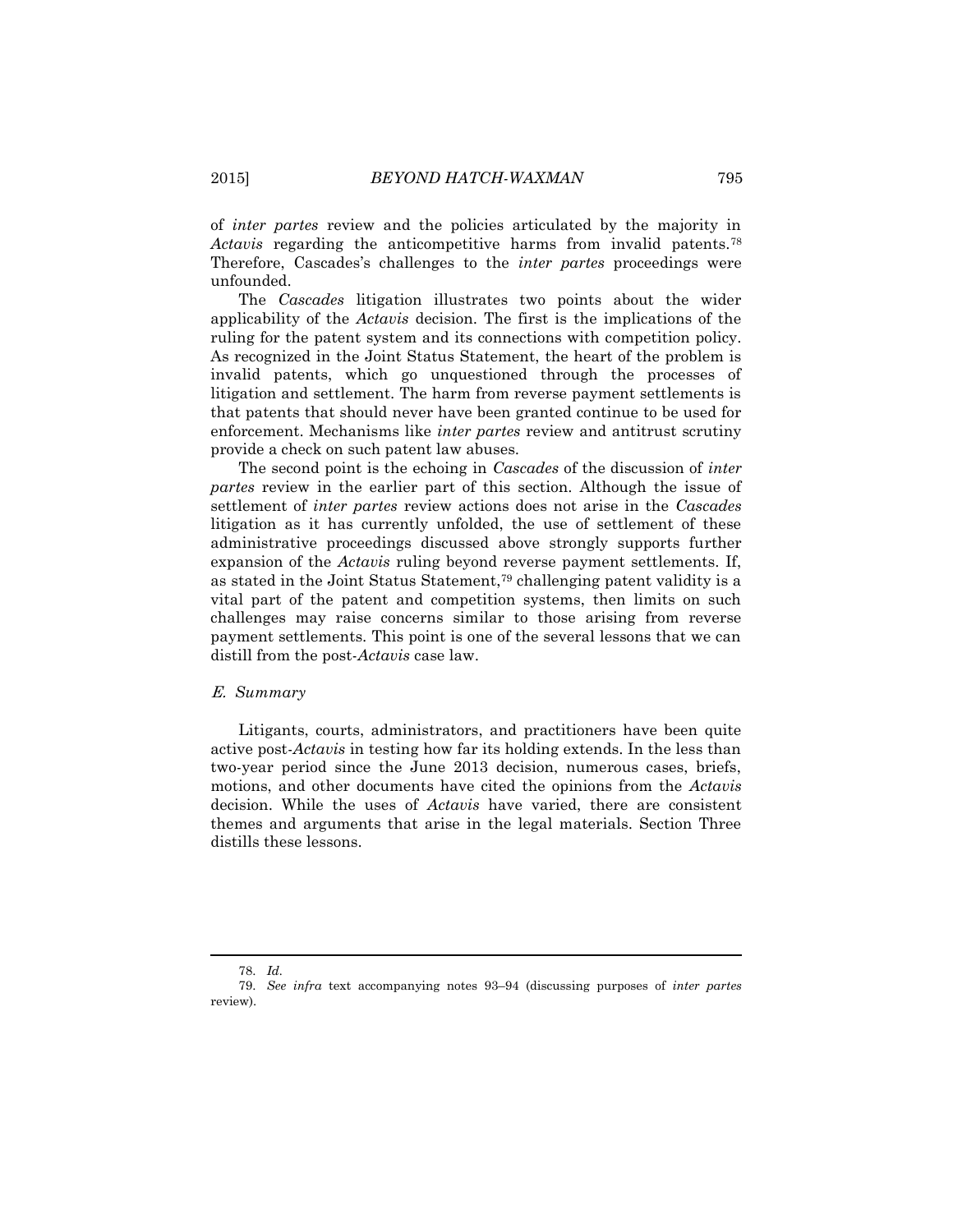of *inter partes* review and the policies articulated by the majority in *Actavis* regarding the anticompetitive harms from invalid patents.[78] Therefore, Cascades's challenges to the *inter partes* proceedings were unfounded.

The *Cascades* litigation illustrates two points about the wider applicability of the *Actavis* decision. The first is the implications of the ruling for the patent system and its connections with competition policy. As recognized in the Joint Status Statement, the heart of the problem is invalid patents, which go unquestioned through the processes of litigation and settlement. The harm from reverse payment settlements is that patents that should never have been granted continue to be used for enforcement. Mechanisms like *inter partes* review and antitrust scrutiny provide a check on such patent law abuses.

The second point is the echoing in *Cascades* of the discussion of *inter partes* review in the earlier part of this section. Although the issue of settlement of *inter partes* review actions does not arise in the *Cascades* litigation as it has currently unfolded, the use of settlement of these administrative proceedings discussed above strongly supports further expansion of the *Actavis* ruling beyond reverse payment settlements. If, as stated in the Joint Status Statement,[79] challenging patent validity is a vital part of the patent and competition systems, then limits on such challenges may raise concerns similar to those arising from reverse payment settlements. This point is one of the several lessons that we can distill from the post-*Actavis* case law.

### *E. Summary*

Litigants, courts, administrators, and practitioners have been quite active post-*Actavis* in testing how far its holding extends. In the less than two-year period since the June 2013 decision, numerous cases, briefs, motions, and other documents have cited the opinions from the *Actavis* decision. While the uses of *Actavis* have varied, there are consistent themes and arguments that arise in the legal materials. Section Three distills these lessons.

---

78. *Id.*

79. *See infra* text accompanying notes 93–94 (discussing purposes of *inter partes* review).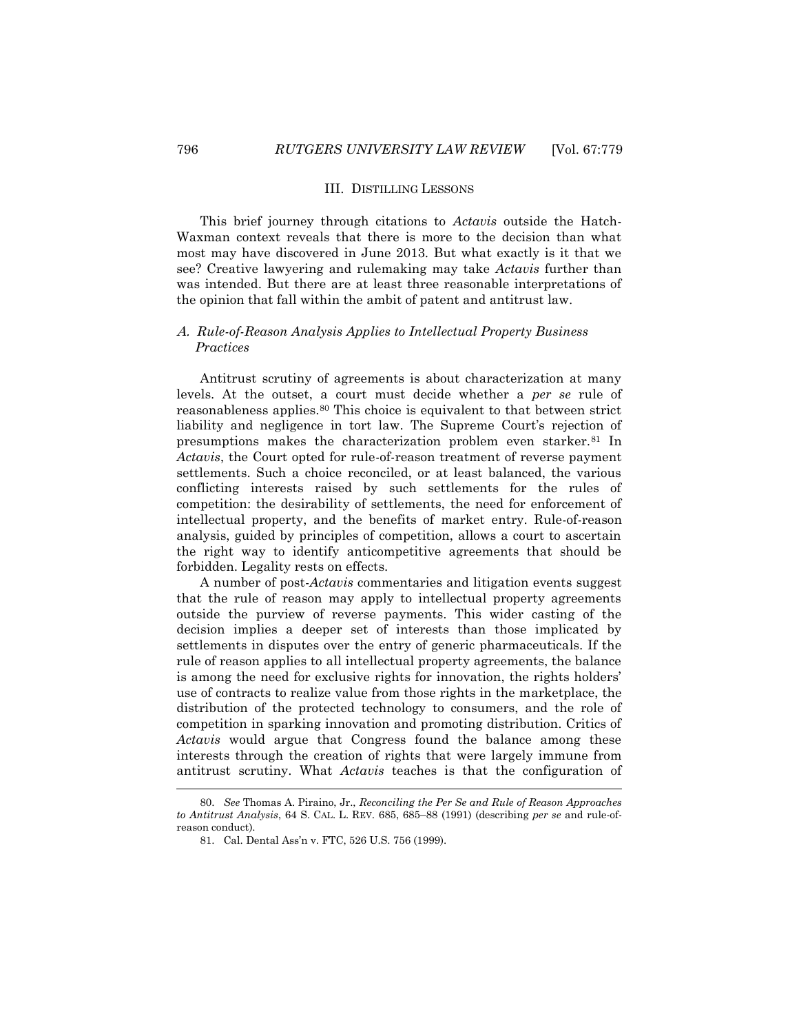## III. DISTILLING LESSONS

This brief journey through citations to *Actavis* outside the Hatch-Waxman context reveals that there is more to the decision than what most may have discovered in June 2013. But what exactly is it that we see? Creative lawyering and rulemaking may take *Actavis* further than was intended. But there are at least three reasonable interpretations of the opinion that fall within the ambit of patent and antitrust law.

### *A. Rule-of-Reason Analysis Applies to Intellectual Property Business Practices*

Antitrust scrutiny of agreements is about characterization at many levels. At the outset, a court must decide whether a *per se* rule of reasonableness applies.[80] This choice is equivalent to that between strict liability and negligence in tort law. The Supreme Court's rejection of presumptions makes the characterization problem even starker.[81] In *Actavis*, the Court opted for rule-of-reason treatment of reverse payment settlements. Such a choice reconciled, or at least balanced, the various conflicting interests raised by such settlements for the rules of competition: the desirability of settlements, the need for enforcement of intellectual property, and the benefits of market entry. Rule-of-reason analysis, guided by principles of competition, allows a court to ascertain the right way to identify anticompetitive agreements that should be forbidden. Legality rests on effects.

A number of post-*Actavis* commentaries and litigation events suggest that the rule of reason may apply to intellectual property agreements outside the purview of reverse payments. This wider casting of the decision implies a deeper set of interests than those implicated by settlements in disputes over the entry of generic pharmaceuticals. If the rule of reason applies to all intellectual property agreements, the balance is among the need for exclusive rights for innovation, the rights holders' use of contracts to realize value from those rights in the marketplace, the distribution of the protected technology to consumers, and the role of competition in sparking innovation and promoting distribution. Critics of *Actavis* would argue that Congress found the balance among these interests through the creation of rights that were largely immune from antitrust scrutiny. What *Actavis* teaches is that the configuration of

---

80. *See* Thomas A. Piraino, Jr., *Reconciling the Per Se and Rule of Reason Approaches to Antitrust Analysis*, 64 S. CAL. L. REV. 685, 685–88 (1991) (describing *per se* and rule-of-reason conduct).

81. Cal. Dental Ass'n v. FTC, 526 U.S. 756 (1999).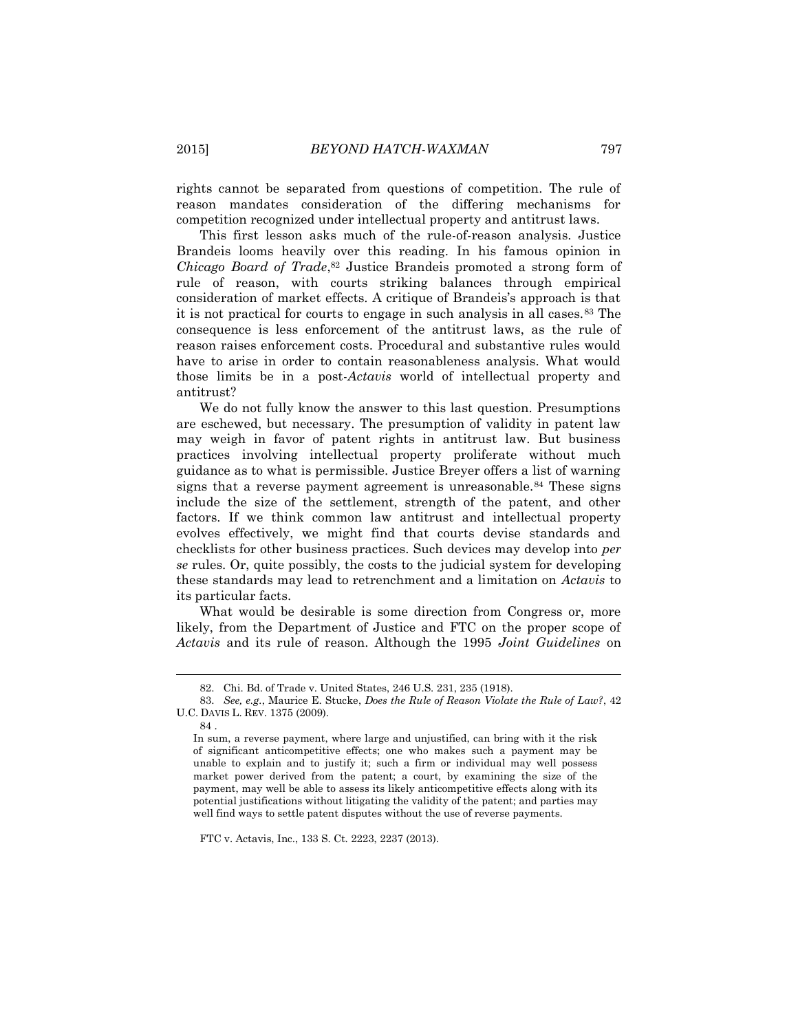rights cannot be separated from questions of competition. The rule of reason mandates consideration of the differing mechanisms for competition recognized under intellectual property and antitrust laws.

This first lesson asks much of the rule-of-reason analysis. Justice Brandeis looms heavily over this reading. In his famous opinion in *Chicago Board of Trade*,[82] Justice Brandeis promoted a strong form of rule of reason, with courts striking balances through empirical consideration of market effects. A critique of Brandeis's approach is that it is not practical for courts to engage in such analysis in all cases.[83] The consequence is less enforcement of the antitrust laws, as the rule of reason raises enforcement costs. Procedural and substantive rules would have to arise in order to contain reasonableness analysis. What would those limits be in a post-*Actavis* world of intellectual property and antitrust?

We do not fully know the answer to this last question. Presumptions are eschewed, but necessary. The presumption of validity in patent law may weigh in favor of patent rights in antitrust law. But business practices involving intellectual property proliferate without much guidance as to what is permissible. Justice Breyer offers a list of warning signs that a reverse payment agreement is unreasonable.[84] These signs include the size of the settlement, strength of the patent, and other factors. If we think common law antitrust and intellectual property evolves effectively, we might find that courts devise standards and checklists for other business practices. Such devices may develop into *per se* rules. Or, quite possibly, the costs to the judicial system for developing these standards may lead to retrenchment and a limitation on *Actavis* to its particular facts.

What would be desirable is some direction from Congress or, more likely, from the Department of Justice and FTC on the proper scope of *Actavis* and its rule of reason. Although the 1995 *Joint Guidelines* on

---

82. Chi. Bd. of Trade v. United States, 246 U.S. 231, 235 (1918).

83. *See, e.g.*, Maurice E. Stucke, *Does the Rule of Reason Violate the Rule of Law?*, 42 U.C. DAVIS L. REV. 1375 (2009).

84 .

> In sum, a reverse payment, where large and unjustified, can bring with it the risk of significant anticompetitive effects; one who makes such a payment may be unable to explain and to justify it; such a firm or individual may well possess market power derived from the patent; a court, by examining the size of the payment, may well be able to assess its likely anticompetitive effects along with its potential justifications without litigating the validity of the patent; and parties may well find ways to settle patent disputes without the use of reverse payments.

FTC v. Actavis, Inc., 133 S. Ct. 2223, 2237 (2013).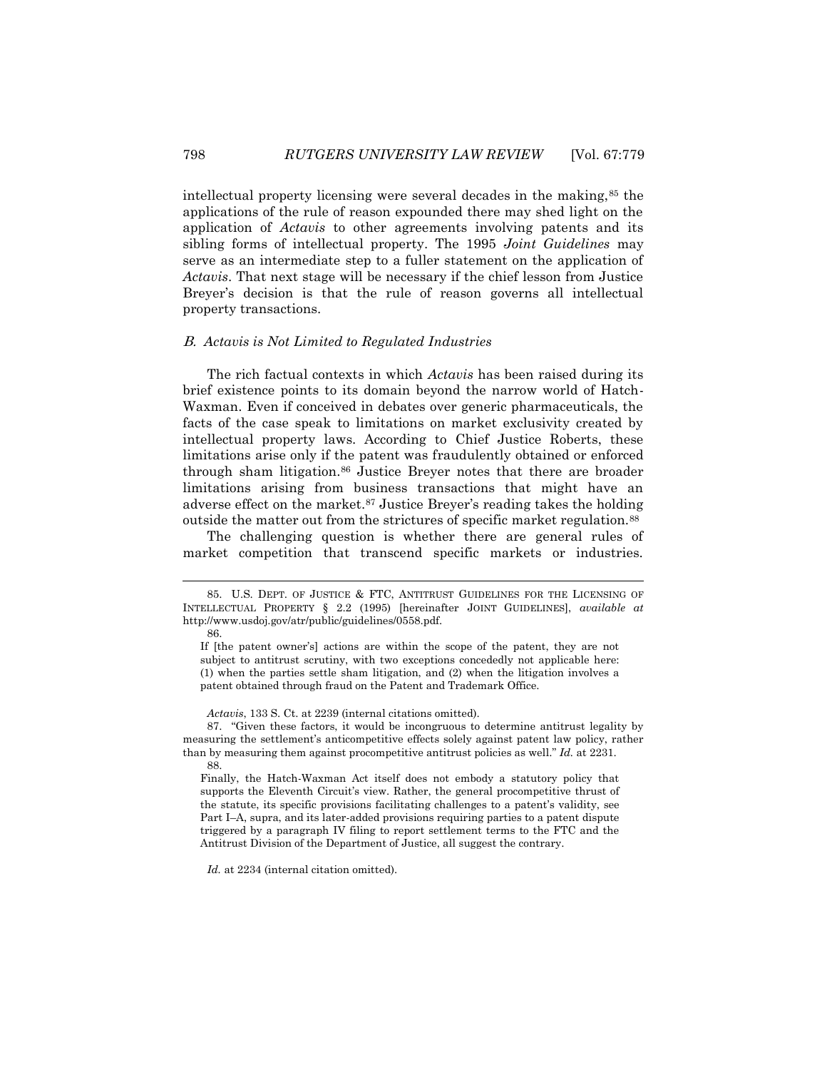intellectual property licensing were several decades in the making,[85] the applications of the rule of reason expounded there may shed light on the application of *Actavis* to other agreements involving patents and its sibling forms of intellectual property. The 1995 *Joint Guidelines* may serve as an intermediate step to a fuller statement on the application of *Actavis*. That next stage will be necessary if the chief lesson from Justice Breyer's decision is that the rule of reason governs all intellectual property transactions.

### *B. Actavis is Not Limited to Regulated Industries*

The rich factual contexts in which *Actavis* has been raised during its brief existence points to its domain beyond the narrow world of Hatch-Waxman. Even if conceived in debates over generic pharmaceuticals, the facts of the case speak to limitations on market exclusivity created by intellectual property laws. According to Chief Justice Roberts, these limitations arise only if the patent was fraudulently obtained or enforced through sham litigation.[86] Justice Breyer notes that there are broader limitations arising from business transactions that might have an adverse effect on the market.[87] Justice Breyer's reading takes the holding outside the matter out from the strictures of specific market regulation.[88]

The challenging question is whether there are general rules of market competition that transcend specific markets or industries.

---

85. U.S. DEPT. OF JUSTICE & FTC, ANTITRUST GUIDELINES FOR THE LICENSING OF INTELLECTUAL PROPERTY § 2.2 (1995) [hereinafter JOINT GUIDELINES], *available at* http://www.usdoj.gov/atr/public/guidelines/0558.pdf.

86.

> If [the patent owner's] actions are within the scope of the patent, they are not subject to antitrust scrutiny, with two exceptions concededly not applicable here: (1) when the parties settle sham litigation, and (2) when the litigation involves a patent obtained through fraud on the Patent and Trademark Office.

*Actavis*, 133 S. Ct. at 2239 (internal citations omitted).

87. "Given these factors, it would be incongruous to determine antitrust legality by measuring the settlement's anticompetitive effects solely against patent law policy, rather than by measuring them against procompetitive antitrust policies as well." *Id.* at 2231.

88.

> Finally, the Hatch-Waxman Act itself does not embody a statutory policy that supports the Eleventh Circuit's view. Rather, the general procompetitive thrust of the statute, its specific provisions facilitating challenges to a patent's validity, see Part I–A, supra, and its later-added provisions requiring parties to a patent dispute triggered by a paragraph IV filing to report settlement terms to the FTC and the Antitrust Division of the Department of Justice, all suggest the contrary.

*Id.* at 2234 (internal citation omitted).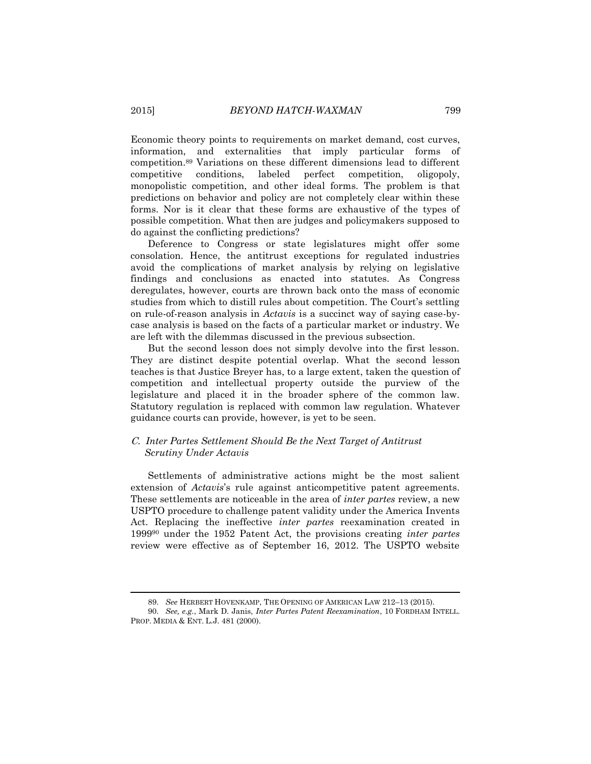Economic theory points to requirements on market demand, cost curves, information, and externalities that imply particular forms of competition.[89] Variations on these different dimensions lead to different competitive conditions, labeled perfect competition, oligopoly, monopolistic competition, and other ideal forms. The problem is that predictions on behavior and policy are not completely clear within these forms. Nor is it clear that these forms are exhaustive of the types of possible competition. What then are judges and policymakers supposed to do against the conflicting predictions?

Deference to Congress or state legislatures might offer some consolation. Hence, the antitrust exceptions for regulated industries avoid the complications of market analysis by relying on legislative findings and conclusions as enacted into statutes. As Congress deregulates, however, courts are thrown back onto the mass of economic studies from which to distill rules about competition. The Court's settling on rule-of-reason analysis in *Actavis* is a succinct way of saying case-by-case analysis is based on the facts of a particular market or industry. We are left with the dilemmas discussed in the previous subsection.

But the second lesson does not simply devolve into the first lesson. They are distinct despite potential overlap. What the second lesson teaches is that Justice Breyer has, to a large extent, taken the question of competition and intellectual property outside the purview of the legislature and placed it in the broader sphere of the common law. Statutory regulation is replaced with common law regulation. Whatever guidance courts can provide, however, is yet to be seen.

### *C. Inter Partes Settlement Should Be the Next Target of Antitrust Scrutiny Under Actavis*

Settlements of administrative actions might be the most salient extension of *Actavis*'s rule against anticompetitive patent agreements. These settlements are noticeable in the area of *inter partes* review, a new USPTO procedure to challenge patent validity under the America Invents Act. Replacing the ineffective *inter partes* reexamination created in 1999[90] under the 1952 Patent Act, the provisions creating *inter partes* review were effective as of September 16, 2012. The USPTO website

---

89. *See* HERBERT HOVENKAMP, THE OPENING OF AMERICAN LAW 212–13 (2015).

90. *See, e.g.*, Mark D. Janis, *Inter Partes Patent Reexamination*, 10 FORDHAM INTELL. PROP. MEDIA & ENT. L.J. 481 (2000).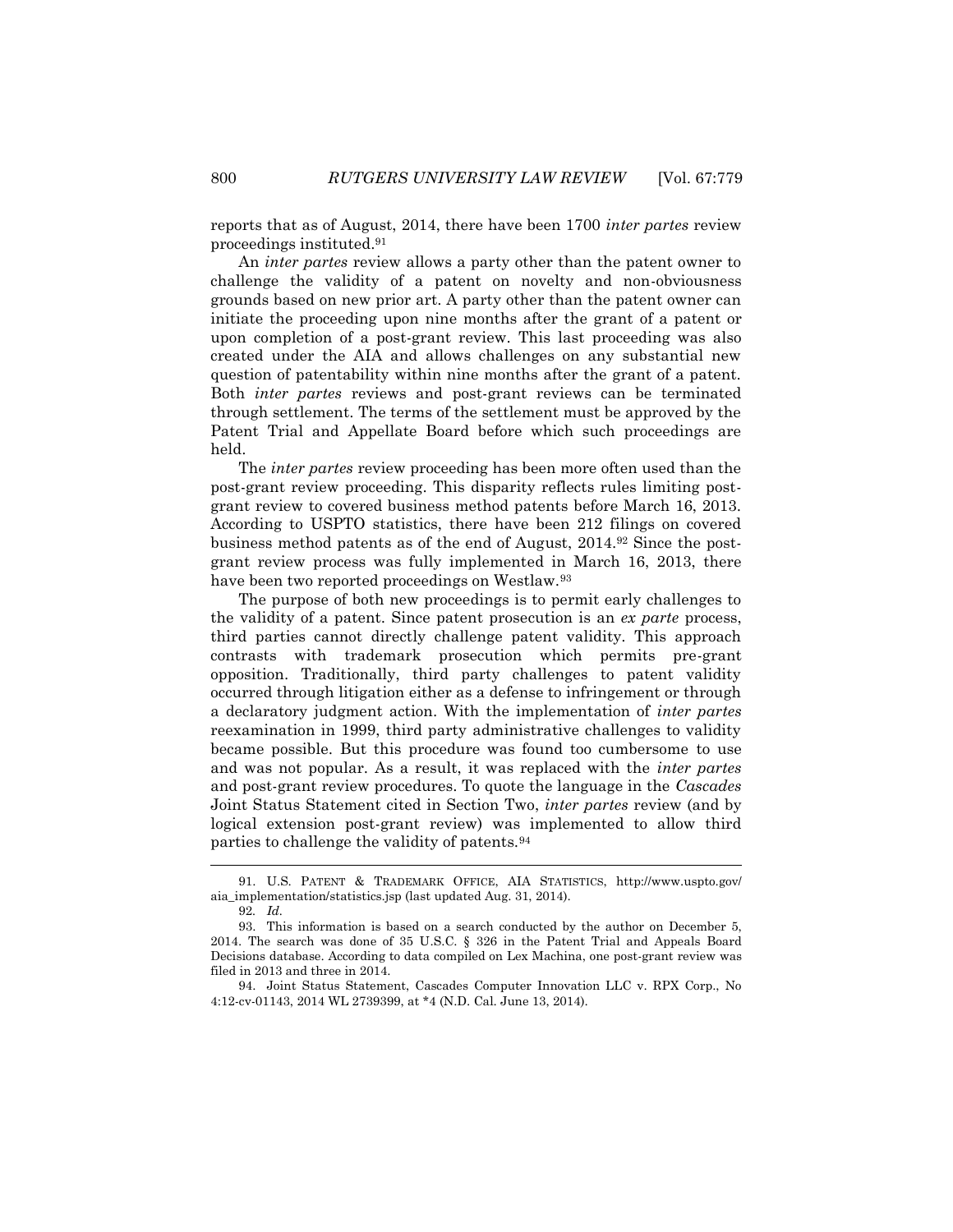reports that as of August, 2014, there have been 1700 *inter partes* review proceedings instituted.[91]

An *inter partes* review allows a party other than the patent owner to challenge the validity of a patent on novelty and non-obviousness grounds based on new prior art. A party other than the patent owner can initiate the proceeding upon nine months after the grant of a patent or upon completion of a post-grant review. This last proceeding was also created under the AIA and allows challenges on any substantial new question of patentability within nine months after the grant of a patent. Both *inter partes* reviews and post-grant reviews can be terminated through settlement. The terms of the settlement must be approved by the Patent Trial and Appellate Board before which such proceedings are held.

The *inter partes* review proceeding has been more often used than the post-grant review proceeding. This disparity reflects rules limiting post-grant review to covered business method patents before March 16, 2013. According to USPTO statistics, there have been 212 filings on covered business method patents as of the end of August, 2014.[92] Since the post-grant review process was fully implemented in March 16, 2013, there have been two reported proceedings on Westlaw.[93]

The purpose of both new proceedings is to permit early challenges to the validity of a patent. Since patent prosecution is an *ex parte* process, third parties cannot directly challenge patent validity. This approach contrasts with trademark prosecution which permits pre-grant opposition. Traditionally, third party challenges to patent validity occurred through litigation either as a defense to infringement or through a declaratory judgment action. With the implementation of *inter partes* reexamination in 1999, third party administrative challenges to validity became possible. But this procedure was found too cumbersome to use and was not popular. As a result, it was replaced with the *inter partes* and post-grant review procedures. To quote the language in the *Cascades* Joint Status Statement cited in Section Two, *inter partes* review (and by logical extension post-grant review) was implemented to allow third parties to challenge the validity of patents.[94]

---

91. U.S. PATENT & TRADEMARK OFFICE, AIA STATISTICS, http://www.uspto.gov/aia_implementation/statistics.jsp (last updated Aug. 31, 2014).

92. *Id.*

93. This information is based on a search conducted by the author on December 5, 2014. The search was done of 35 U.S.C. § 326 in the Patent Trial and Appeals Board Decisions database. According to data compiled on Lex Machina, one post-grant review was filed in 2013 and three in 2014.

94. Joint Status Statement, Cascades Computer Innovation LLC v. RPX Corp., No 4:12-cv-01143, 2014 WL 2739399, at *4 (N.D. Cal. June 13, 2014).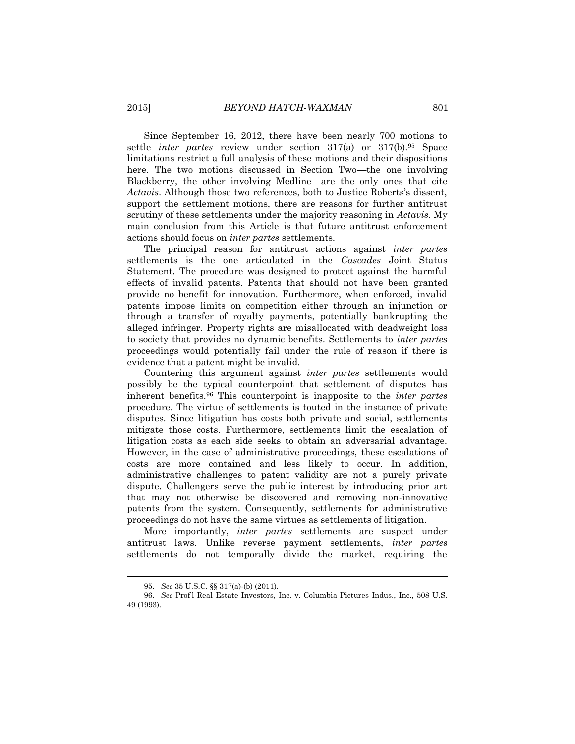Since September 16, 2012, there have been nearly 700 motions to settle *inter partes* review under section 317(a) or 317(b).[95] Space limitations restrict a full analysis of these motions and their dispositions here. The two motions discussed in Section Two—the one involving Blackberry, the other involving Medline—are the only ones that cite *Actavis*. Although those two references, both to Justice Roberts's dissent, support the settlement motions, there are reasons for further antitrust scrutiny of these settlements under the majority reasoning in *Actavis*. My main conclusion from this Article is that future antitrust enforcement actions should focus on *inter partes* settlements.

The principal reason for antitrust actions against *inter partes* settlements is the one articulated in the *Cascades* Joint Status Statement. The procedure was designed to protect against the harmful effects of invalid patents. Patents that should not have been granted provide no benefit for innovation. Furthermore, when enforced, invalid patents impose limits on competition either through an injunction or through a transfer of royalty payments, potentially bankrupting the alleged infringer. Property rights are misallocated with deadweight loss to society that provides no dynamic benefits. Settlements to *inter partes* proceedings would potentially fail under the rule of reason if there is evidence that a patent might be invalid.

Countering this argument against *inter partes* settlements would possibly be the typical counterpoint that settlement of disputes has inherent benefits.[96] This counterpoint is inapposite to the *inter partes* procedure. The virtue of settlements is touted in the instance of private disputes. Since litigation has costs both private and social, settlements mitigate those costs. Furthermore, settlements limit the escalation of litigation costs as each side seeks to obtain an adversarial advantage. However, in the case of administrative proceedings, these escalations of costs are more contained and less likely to occur. In addition, administrative challenges to patent validity are not a purely private dispute. Challengers serve the public interest by introducing prior art that may not otherwise be discovered and removing non-innovative patents from the system. Consequently, settlements for administrative proceedings do not have the same virtues as settlements of litigation.

More importantly, *inter partes* settlements are suspect under antitrust laws. Unlike reverse payment settlements, *inter partes* settlements do not temporally divide the market, requiring the

---

95. *See* 35 U.S.C. §§ 317(a)-(b) (2011).

96. *See* Prof'l Real Estate Investors, Inc. v. Columbia Pictures Indus., Inc., 508 U.S. 49 (1993).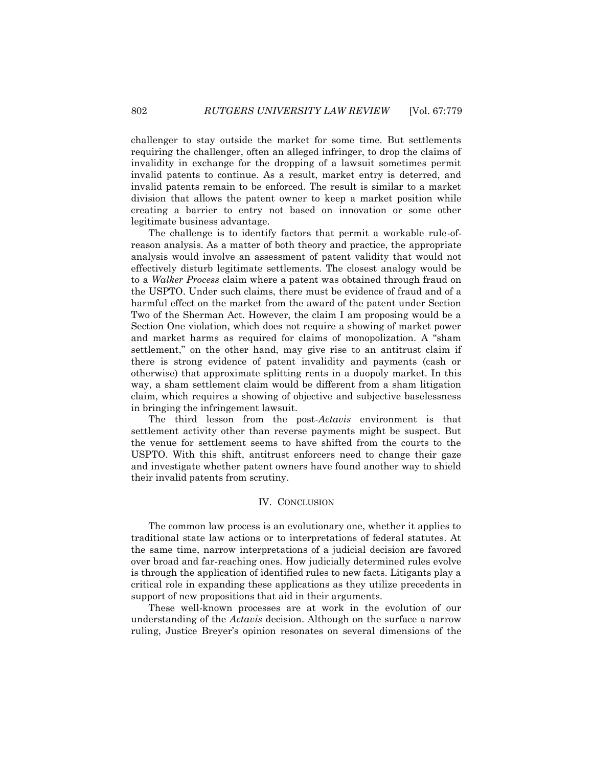challenger to stay outside the market for some time. But settlements requiring the challenger, often an alleged infringer, to drop the claims of invalidity in exchange for the dropping of a lawsuit sometimes permit invalid patents to continue. As a result, market entry is deterred, and invalid patents remain to be enforced. The result is similar to a market division that allows the patent owner to keep a market position while creating a barrier to entry not based on innovation or some other legitimate business advantage.

The challenge is to identify factors that permit a workable rule-of-reason analysis. As a matter of both theory and practice, the appropriate analysis would involve an assessment of patent validity that would not effectively disturb legitimate settlements. The closest analogy would be to a *Walker Process* claim where a patent was obtained through fraud on the USPTO. Under such claims, there must be evidence of fraud and of a harmful effect on the market from the award of the patent under Section Two of the Sherman Act. However, the claim I am proposing would be a Section One violation, which does not require a showing of market power and market harms as required for claims of monopolization. A "sham settlement," on the other hand, may give rise to an antitrust claim if there is strong evidence of patent invalidity and payments (cash or otherwise) that approximate splitting rents in a duopoly market. In this way, a sham settlement claim would be different from a sham litigation claim, which requires a showing of objective and subjective baselessness in bringing the infringement lawsuit.

The third lesson from the post-*Actavis* environment is that settlement activity other than reverse payments might be suspect. But the venue for settlement seems to have shifted from the courts to the USPTO. With this shift, antitrust enforcers need to change their gaze and investigate whether patent owners have found another way to shield their invalid patents from scrutiny.

## IV. CONCLUSION

The common law process is an evolutionary one, whether it applies to traditional state law actions or to interpretations of federal statutes. At the same time, narrow interpretations of a judicial decision are favored over broad and far-reaching ones. How judicially determined rules evolve is through the application of identified rules to new facts. Litigants play a critical role in expanding these applications as they utilize precedents in support of new propositions that aid in their arguments.

These well-known processes are at work in the evolution of our understanding of the *Actavis* decision. Although on the surface a narrow ruling, Justice Breyer's opinion resonates on several dimensions of the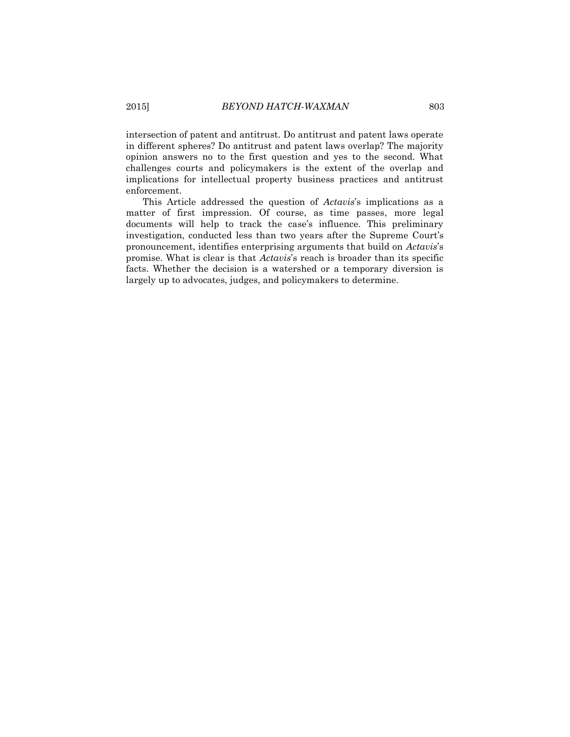intersection of patent and antitrust. Do antitrust and patent laws operate in different spheres? Do antitrust and patent laws overlap? The majority opinion answers no to the first question and yes to the second. What challenges courts and policymakers is the extent of the overlap and implications for intellectual property business practices and antitrust enforcement.

This Article addressed the question of *Actavis*'s implications as a matter of first impression. Of course, as time passes, more legal documents will help to track the case's influence. This preliminary investigation, conducted less than two years after the Supreme Court's pronouncement, identifies enterprising arguments that build on *Actavis*'s promise. What is clear is that *Actavis*'s reach is broader than its specific facts. Whether the decision is a watershed or a temporary diversion is largely up to advocates, judges, and policymakers to determine.